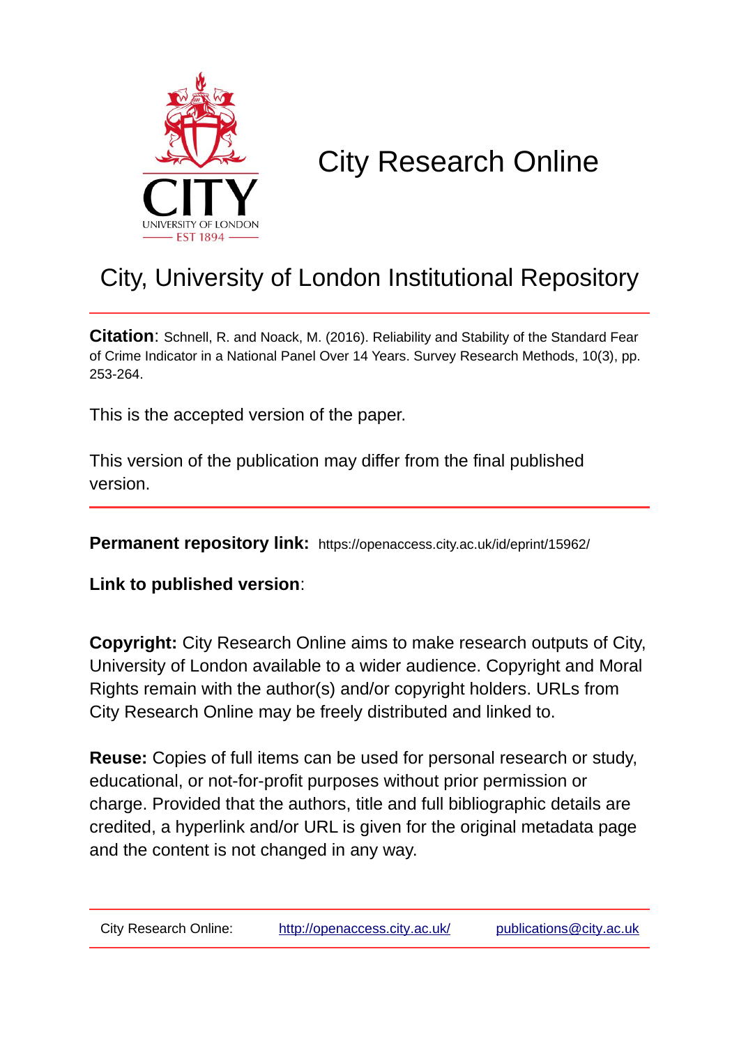# City Research Online

## City, University of London Institutional Repository

**Citation**: Schnell, R. and Noack, M. (2016). Reliability and Stability of the Standard Fear of Crime Indicator in a National Panel Over 14 Years. Survey Research Methods, 10(3), pp. 253-264.

This is the accepted version of the paper.

This version of the publication may differ from the final published version.

**Permanent repository link:** https://openaccess.city.ac.uk/id/eprint/15962/

**Link to published version**:

**Copyright:** City Research Online aims to make research outputs of City, University of London available to a wider audience. Copyright and Moral Rights remain with the author(s) and/or copyright holders. URLs from City Research Online may be freely distributed and linked to.

**Reuse:** Copies of full items can be used for personal research or study, educational, or not-for-profit purposes without prior permission or charge. Provided that the authors, title and full bibliographic details are credited, a hyperlink and/or URL is given for the original metadata page and the content is not changed in any way.

City Research Online: http://openaccess.city.ac.uk/ publications@city.ac.uk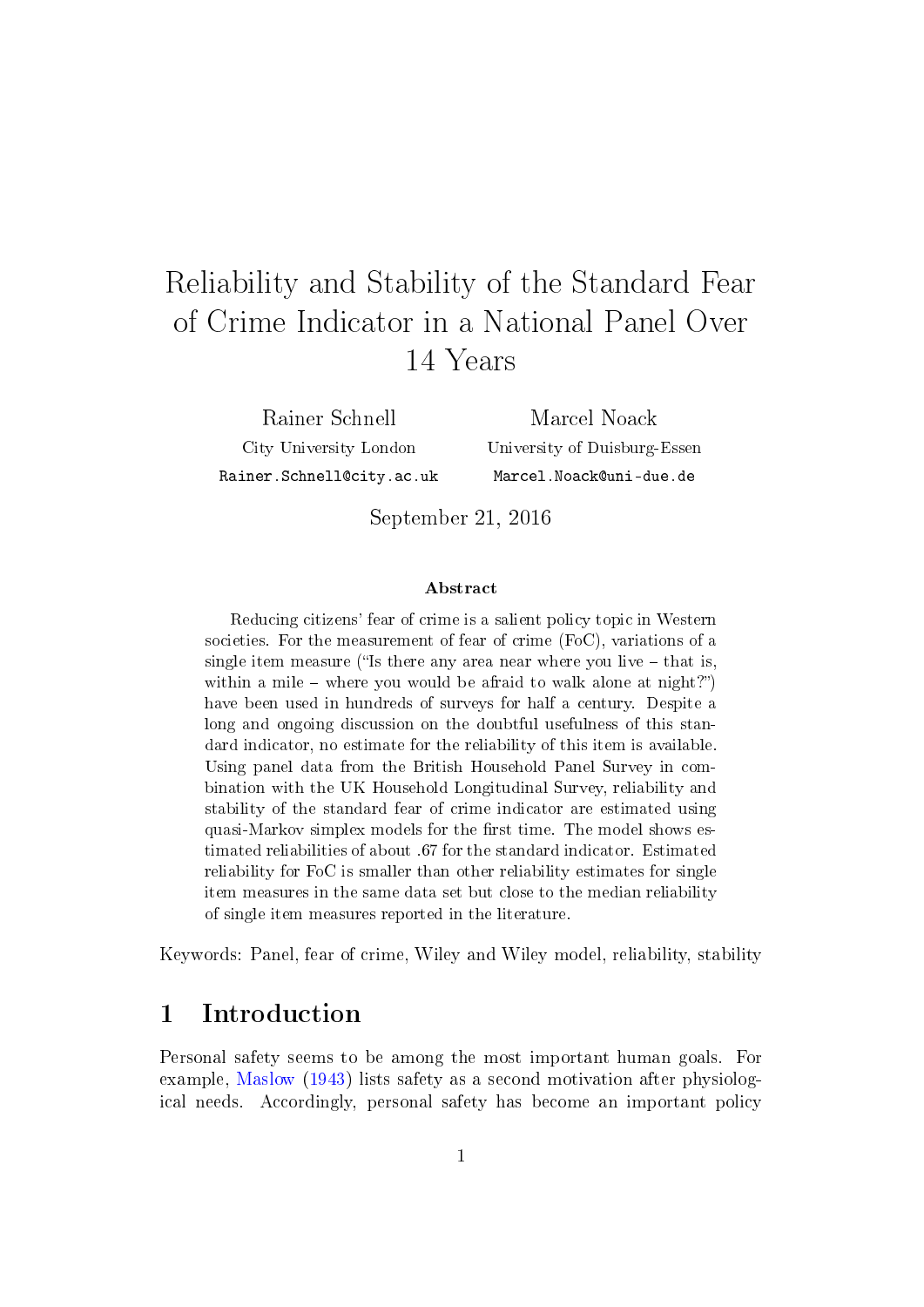# Reliability and Stability of the Standard Fear of Crime Indicator in a National Panel Over 14 Years

Rainer Schnell
City University London
Rainer.Schnell@city.ac.uk

Marcel Noack
University of Duisburg-Essen
Marcel.Noack@uni-due.de

September 21, 2016

### Abstract

Reducing citizens' fear of crime is a salient policy topic in Western societies. For the measurement of fear of crime (FoC), variations of a single item measure ("Is there any area near where you live – that is, within a mile – where you would be afraid to walk alone at night?") have been used in hundreds of surveys for half a century. Despite a long and ongoing discussion on the doubtful usefulness of this standard indicator, no estimate for the reliability of this item is available. Using panel data from the British Household Panel Survey in combination with the UK Household Longitudinal Survey, reliability and stability of the standard fear of crime indicator are estimated using quasi-Markov simplex models for the first time. The model shows estimated reliabilities of about .67 for the standard indicator. Estimated reliability for FoC is smaller than other reliability estimates for single item measures in the same data set but close to the median reliability of single item measures reported in the literature.

Keywords: Panel, fear of crime, Wiley and Wiley model, reliability, stability

## 1 Introduction

Personal safety seems to be among the most important human goals. For example, Maslow (1943) lists safety as a second motivation after physiological needs. Accordingly, personal safety has become an important policy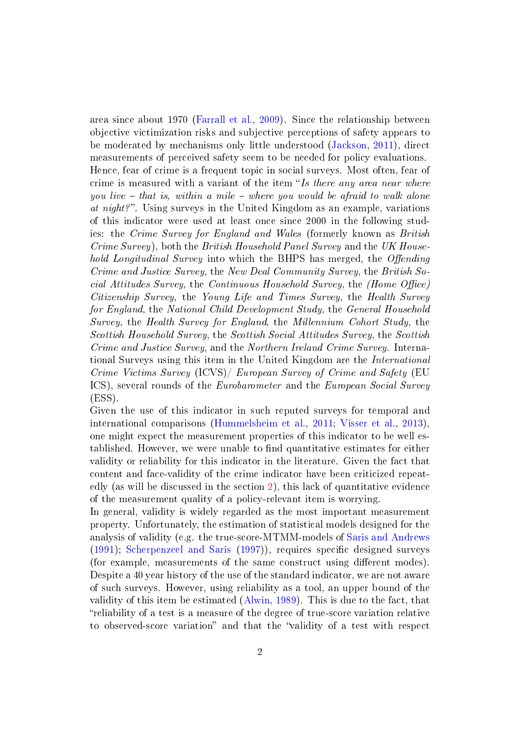area since about 1970 (Farrall et al., 2009). Since the relationship between objective victimization risks and subjective perceptions of safety appears to be moderated by mechanisms only little understood (Jackson, 2011), direct measurements of perceived safety seem to be needed for policy evaluations.
Hence, fear of crime is a frequent topic in social surveys. Most often, fear of crime is measured with a variant of the item "*Is there any area near where you live – that is, within a mile – where you would be afraid to walk alone at night?*". Using surveys in the United Kingdom as an example, variations of this indicator were used at least once since 2000 in the following studies: the *Crime Survey for England and Wales* (formerly known as *British Crime Survey*), both the *British Household Panel Survey* and the *UK Household Longitudinal Survey* into which the BHPS has merged, the *Offending Crime and Justice Survey*, the *New Deal Community Survey*, the *British Social Attitudes Survey*, the *Continuous Household Survey*, the *(Home Office) Citizenship Survey*, the *Young Life and Times Survey*, the *Health Survey for England*, the *National Child Development Study*, the *General Household Survey*, the *Health Survey for England*, the *Millennium Cohort Study*, the *Scottish Household Survey*, the *Scottish Social Attitudes Survey*, the *Scottish Crime and Justice Survey*, and the *Northern Ireland Crime Survey*. International Surveys using this item in the United Kingdom are the *International Crime Victims Survey* (ICVS)/ *European Survey of Crime and Safety* (EU ICS), several rounds of the *Eurobarometer* and the *European Social Survey* (ESS).
Given the use of this indicator in such reputed surveys for temporal and international comparisons (Hummelsheim et al., 2011; Visser et al., 2013), one might expect the measurement properties of this indicator to be well established. However, we were unable to find quantitative estimates for either validity or reliability for this indicator in the literature. Given the fact that content and face-validity of the crime indicator have been criticized repeatedly (as will be discussed in the section 2), this lack of quantitative evidence of the measurement quality of a policy-relevant item is worrying.
In general, validity is widely regarded as the most important measurement property. Unfortunately, the estimation of statistical models designed for the analysis of validity (e.g. the true-score-MTMM-models of Saris and Andrews (1991); Scherpenzeel and Saris (1997)), requires specific designed surveys (for example, measurements of the same construct using different modes). Despite a 40 year history of the use of the standard indicator, we are not aware of such surveys. However, using reliability as a tool, an upper bound of the validity of this item be estimated (Alwin, 1989). This is due to the fact, that "reliability of a test is a measure of the degree of true-score variation relative to observed-score variation" and that the "validity of a test with respect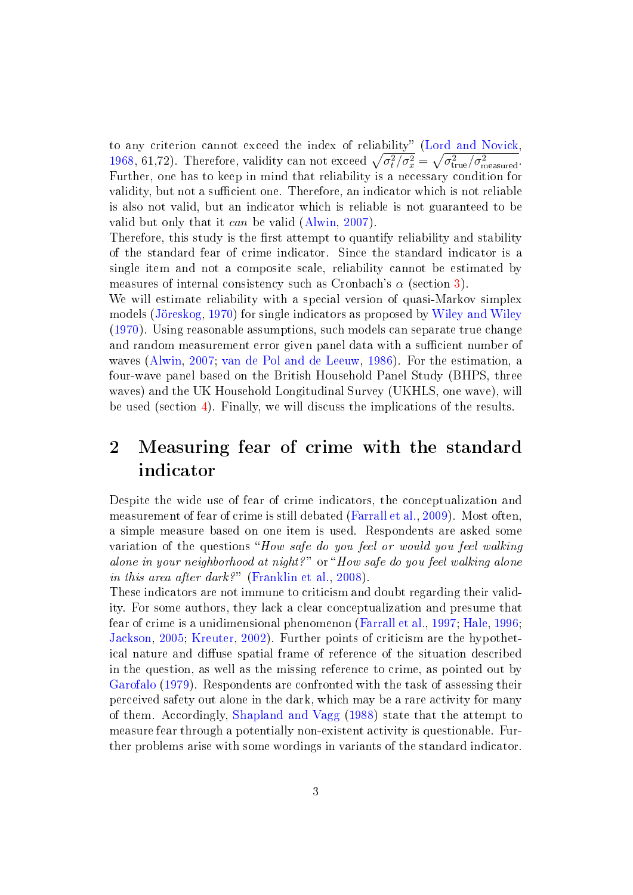to any criterion cannot exceed the index of reliability" (Lord and Novick, 1968, 61,72). Therefore, validity can not exceed $\sqrt{\sigma_t^2/\sigma_x^2} = \sqrt{\sigma_{\text{true}}^2/\sigma_{\text{measured}}^2}$. Further, one has to keep in mind that reliability is a necessary condition for validity, but not a sufficient one. Therefore, an indicator which is not reliable is also not valid, but an indicator which is reliable is not guaranteed to be valid but only that it *can* be valid (Alwin, 2007).

Therefore, this study is the first attempt to quantify reliability and stability of the standard fear of crime indicator. Since the standard indicator is a single item and not a composite scale, reliability cannot be estimated by measures of internal consistency such as Cronbach's $\alpha$ (section 3).

We will estimate reliability with a special version of quasi-Markov simplex models (Jöreskog, 1970) for single indicators as proposed by Wiley and Wiley (1970). Using reasonable assumptions, such models can separate true change and random measurement error given panel data with a sufficient number of waves (Alwin, 2007; van de Pol and de Leeuw, 1986). For the estimation, a four-wave panel based on the British Household Panel Study (BHPS, three waves) and the UK Household Longitudinal Survey (UKHLS, one wave), will be used (section 4). Finally, we will discuss the implications of the results.

# 2 Measuring fear of crime with the standard indicator

Despite the wide use of fear of crime indicators, the conceptualization and measurement of fear of crime is still debated (Farrall et al., 2009). Most often, a simple measure based on one item is used. Respondents are asked some variation of the questions "*How safe do you feel or would you feel walking alone in your neighborhood at night?*" or "*How safe do you feel walking alone in this area after dark?*" (Franklin et al., 2008).

These indicators are not immune to criticism and doubt regarding their validity. For some authors, they lack a clear conceptualization and presume that fear of crime is a unidimensional phenomenon (Farrall et al., 1997; Hale, 1996; Jackson, 2005; Kreuter, 2002). Further points of criticism are the hypothetical nature and diffuse spatial frame of reference of the situation described in the question, as well as the missing reference to crime, as pointed out by Garofalo (1979). Respondents are confronted with the task of assessing their perceived safety out alone in the dark, which may be a rare activity for many of them. Accordingly, Shapland and Vagg (1988) state that the attempt to measure fear through a potentially non-existent activity is questionable. Further problems arise with some wordings in variants of the standard indicator.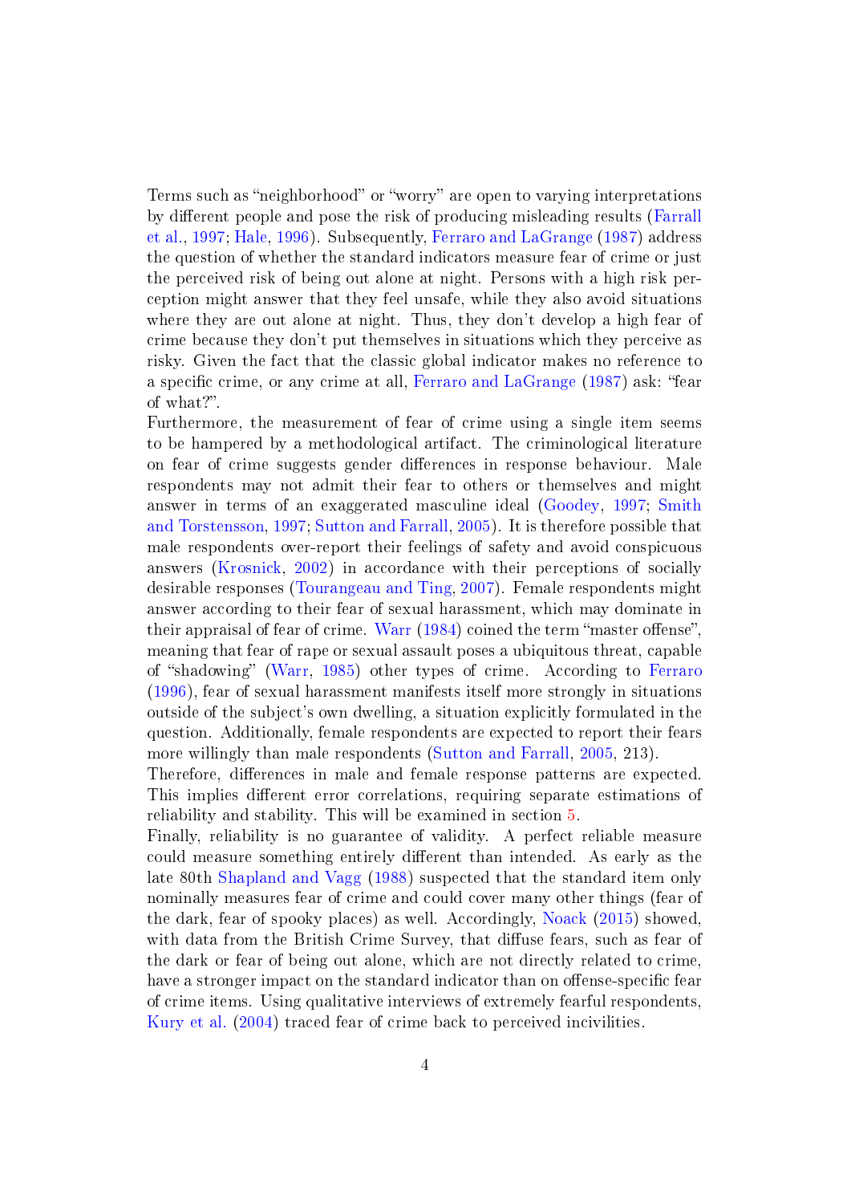Terms such as "neighborhood" or "worry" are open to varying interpretations by different people and pose the risk of producing misleading results (Farrall et al., 1997; Hale, 1996). Subsequently, Ferraro and LaGrange (1987) address the question of whether the standard indicators measure fear of crime or just the perceived risk of being out alone at night. Persons with a high risk perception might answer that they feel unsafe, while they also avoid situations where they are out alone at night. Thus, they don't develop a high fear of crime because they don't put themselves in situations which they perceive as risky. Given the fact that the classic global indicator makes no reference to a specific crime, or any crime at all, Ferraro and LaGrange (1987) ask: "fear of what?".

Furthermore, the measurement of fear of crime using a single item seems to be hampered by a methodological artifact. The criminological literature on fear of crime suggests gender differences in response behaviour. Male respondents may not admit their fear to others or themselves and might answer in terms of an exaggerated masculine ideal (Goodey, 1997; Smith and Torstensson, 1997; Sutton and Farrall, 2005). It is therefore possible that male respondents over-report their feelings of safety and avoid conspicuous answers (Krosnick, 2002) in accordance with their perceptions of socially desirable responses (Tourangeau and Ting, 2007). Female respondents might answer according to their fear of sexual harassment, which may dominate in their appraisal of fear of crime. Warr (1984) coined the term "master offense", meaning that fear of rape or sexual assault poses a ubiquitous threat, capable of "shadowing" (Warr, 1985) other types of crime. According to Ferraro (1996), fear of sexual harassment manifests itself more strongly in situations outside of the subject's own dwelling, a situation explicitly formulated in the question. Additionally, female respondents are expected to report their fears more willingly than male respondents (Sutton and Farrall, 2005, 213).

Therefore, differences in male and female response patterns are expected. This implies different error correlations, requiring separate estimations of reliability and stability. This will be examined in section 5.

Finally, reliability is no guarantee of validity. A perfect reliable measure could measure something entirely different than intended. As early as the late 80th Shapland and Vagg (1988) suspected that the standard item only nominally measures fear of crime and could cover many other things (fear of the dark, fear of spooky places) as well. Accordingly, Noack (2015) showed, with data from the British Crime Survey, that diffuse fears, such as fear of the dark or fear of being out alone, which are not directly related to crime, have a stronger impact on the standard indicator than on offense-specific fear of crime items. Using qualitative interviews of extremely fearful respondents, Kury et al. (2004) traced fear of crime back to perceived incivilities.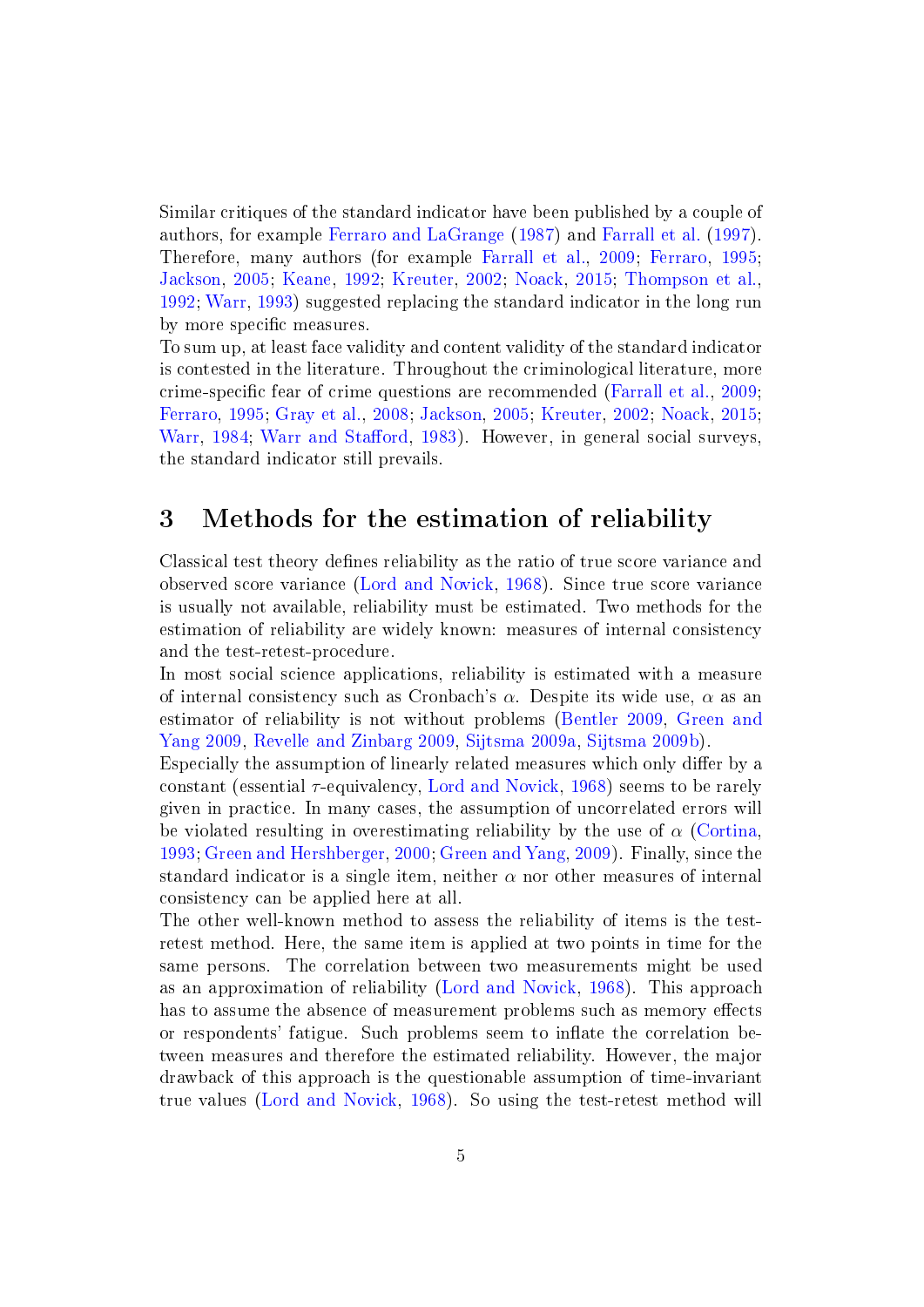Similar critiques of the standard indicator have been published by a couple of authors, for example Ferraro and LaGrange (1987) and Farrall et al. (1997). Therefore, many authors (for example Farrall et al., 2009; Ferraro, 1995; Jackson, 2005; Keane, 1992; Kreuter, 2002; Noack, 2015; Thompson et al., 1992; Warr, 1993) suggested replacing the standard indicator in the long run by more specific measures.

To sum up, at least face validity and content validity of the standard indicator is contested in the literature. Throughout the criminological literature, more crime-specific fear of crime questions are recommended (Farrall et al., 2009; Ferraro, 1995; Gray et al., 2008; Jackson, 2005; Kreuter, 2002; Noack, 2015; Warr, 1984; Warr and Stafford, 1983). However, in general social surveys, the standard indicator still prevails.

# 3 Methods for the estimation of reliability

Classical test theory defines reliability as the ratio of true score variance and observed score variance (Lord and Novick, 1968). Since true score variance is usually not available, reliability must be estimated. Two methods for the estimation of reliability are widely known: measures of internal consistency and the test-retest-procedure.

In most social science applications, reliability is estimated with a measure of internal consistency such as Cronbach's $\alpha$. Despite its wide use, $\alpha$ as an estimator of reliability is not without problems (Bentler 2009, Green and Yang 2009, Revelle and Zinbarg 2009, Sijtsma 2009a, Sijtsma 2009b).

Especially the assumption of linearly related measures which only differ by a constant (essential $\tau$-equivalency, Lord and Novick, 1968) seems to be rarely given in practice. In many cases, the assumption of uncorrelated errors will be violated resulting in overestimating reliability by the use of $\alpha$ (Cortina, 1993; Green and Hershberger, 2000; Green and Yang, 2009). Finally, since the standard indicator is a single item, neither $\alpha$ nor other measures of internal consistency can be applied here at all.

The other well-known method to assess the reliability of items is the test-retest method. Here, the same item is applied at two points in time for the same persons. The correlation between two measurements might be used as an approximation of reliability (Lord and Novick, 1968). This approach has to assume the absence of measurement problems such as memory effects or respondents' fatigue. Such problems seem to inflate the correlation between measures and therefore the estimated reliability. However, the major drawback of this approach is the questionable assumption of time-invariant true values (Lord and Novick, 1968). So using the test-retest method will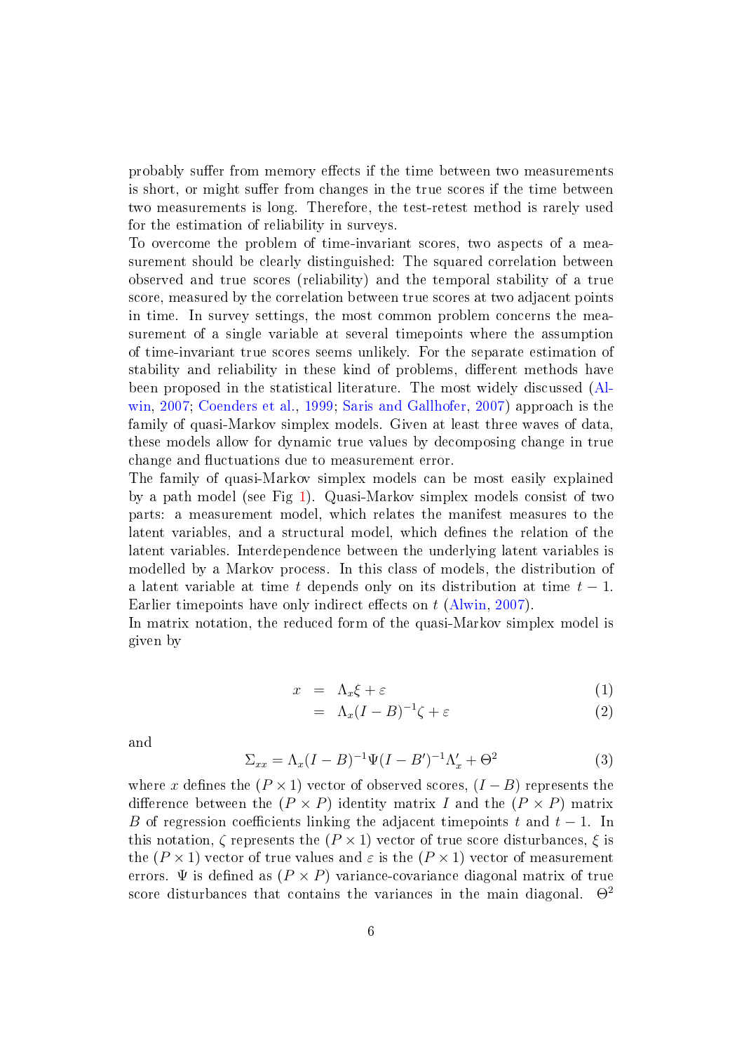probably suffer from memory effects if the time between two measurements is short, or might suffer from changes in the true scores if the time between two measurements is long. Therefore, the test-retest method is rarely used for the estimation of reliability in surveys.

To overcome the problem of time-invariant scores, two aspects of a measurement should be clearly distinguished: The squared correlation between observed and true scores (reliability) and the temporal stability of a true score, measured by the correlation between true scores at two adjacent points in time. In survey settings, the most common problem concerns the measurement of a single variable at several timepoints where the assumption of time-invariant true scores seems unlikely. For the separate estimation of stability and reliability in these kind of problems, different methods have been proposed in the statistical literature. The most widely discussed (Alwin, 2007; Coenders et al., 1999; Saris and Gallhofer, 2007) approach is the family of quasi-Markov simplex models. Given at least three waves of data, these models allow for dynamic true values by decomposing change in true change and fluctuations due to measurement error.

The family of quasi-Markov simplex models can be most easily explained by a path model (see Fig 1). Quasi-Markov simplex models consist of two parts: a measurement model, which relates the manifest measures to the latent variables, and a structural model, which defines the relation of the latent variables. Interdependence between the underlying latent variables is modelled by a Markov process. In this class of models, the distribution of a latent variable at time $t$ depends only on its distribution at time $t-1$. Earlier timepoints have only indirect effects on $t$ (Alwin, 2007).

In matrix notation, the reduced form of the quasi-Markov simplex model is given by

$$
\begin{aligned}
x &= \Lambda_x \xi + \varepsilon && (1) \\
&= \Lambda_x (I - B)^{-1} \zeta + \varepsilon && (2)
\end{aligned}
$$

and

$$
\Sigma_{xx} = \Lambda_x (I - B)^{-1} \Psi (I - B')^{-1} \Lambda_x' + \Theta^2 \tag{3}
$$

where $x$ defines the $(P \times 1)$ vector of observed scores, $(I - B)$ represents the difference between the $(P \times P)$ identity matrix $I$ and the $(P \times P)$ matrix $B$ of regression coefficients linking the adjacent timepoints $t$ and $t-1$. In this notation, $\zeta$ represents the $(P \times 1)$ vector of true score disturbances, $\xi$ is the $(P \times 1)$ vector of true values and $\varepsilon$ is the $(P \times 1)$ vector of measurement errors. $\Psi$ is defined as $(P \times P)$ variance-covariance diagonal matrix of true score disturbances that contains the variances in the main diagonal. $\Theta^2$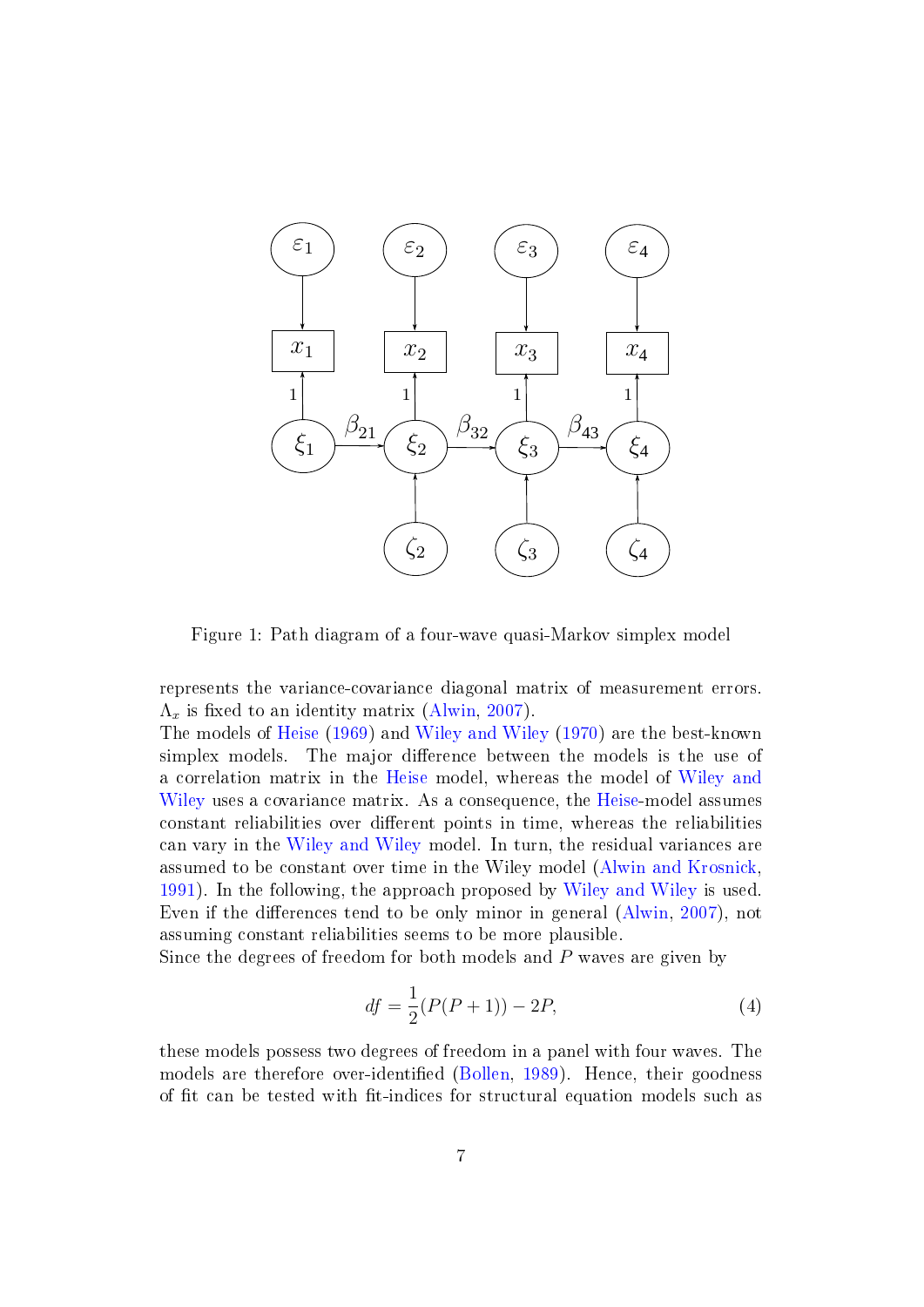Figure 1: Path diagram of a four-wave quasi-Markov simplex model

represents the variance-covariance diagonal matrix of measurement errors. $\Lambda_x$ is fixed to an identity matrix (Alwin, 2007).

The models of Heise (1969) and Wiley and Wiley (1970) are the best-known simplex models. The major difference between the models is the use of a correlation matrix in the Heise model, whereas the model of Wiley and Wiley uses a covariance matrix. As a consequence, the Heise-model assumes constant reliabilities over different points in time, whereas the reliabilities can vary in the Wiley and Wiley model. In turn, the residual variances are assumed to be constant over time in the Wiley model (Alwin and Krosnick, 1991). In the following, the approach proposed by Wiley and Wiley is used. Even if the differences tend to be only minor in general (Alwin, 2007), not assuming constant reliabilities seems to be more plausible.

Since the degrees of freedom for both models and $P$ waves are given by

$$df = \frac{1}{2}(P(P+1)) - 2P, \tag{4}$$

these models possess two degrees of freedom in a panel with four waves. The models are therefore over-identified (Bollen, 1989). Hence, their goodness of fit can be tested with fit-indices for structural equation models such as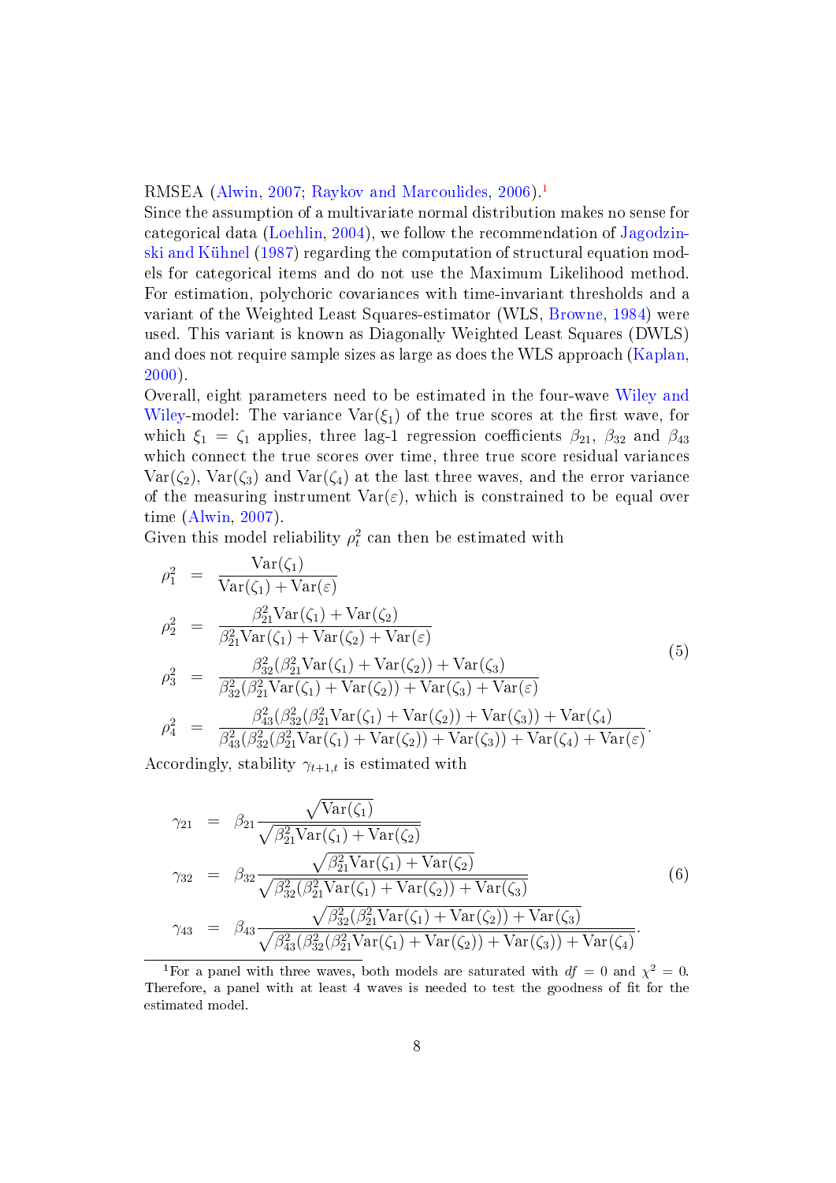RMSEA (Alwin, 2007; Raykov and Marcoulides, 2006).[1]

Since the assumption of a multivariate normal distribution makes no sense for categorical data (Loehlin, 2004), we follow the recommendation of Jagodzinski and Kühnel (1987) regarding the computation of structural equation models for categorical items and do not use the Maximum Likelihood method. For estimation, polychoric covariances with time-invariant thresholds and a variant of the Weighted Least Squares-estimator (WLS, Browne, 1984) were used. This variant is known as Diagonally Weighted Least Squares (DWLS) and does not require sample sizes as large as does the WLS approach (Kaplan, 2000).

Overall, eight parameters need to be estimated in the four-wave Wiley and Wiley-model: The variance $\mathrm{Var}(\xi_1)$ of the true scores at the first wave, for which $\xi_1 = \zeta_1$ applies, three lag-1 regression coefficients $\beta_{21}$, $\beta_{32}$ and $\beta_{43}$ which connect the true scores over time, three true score residual variances $\mathrm{Var}(\zeta_2)$, $\mathrm{Var}(\zeta_3)$ and $\mathrm{Var}(\zeta_4)$ at the last three waves, and the error variance of the measuring instrument $\mathrm{Var}(\varepsilon)$, which is constrained to be equal over time (Alwin, 2007).

Given this model reliability $\rho_t^2$ can then be estimated with

$$
\begin{aligned}
\rho_1^2 &= \frac{\mathrm{Var}(\zeta_1)}{\mathrm{Var}(\zeta_1) + \mathrm{Var}(\varepsilon)} \\
\rho_2^2 &= \frac{\beta_{21}^2 \mathrm{Var}(\zeta_1) + \mathrm{Var}(\zeta_2)}{\beta_{21}^2 \mathrm{Var}(\zeta_1) + \mathrm{Var}(\zeta_2) + \mathrm{Var}(\varepsilon)} \\
\rho_3^2 &= \frac{\beta_{32}^2(\beta_{21}^2 \mathrm{Var}(\zeta_1) + \mathrm{Var}(\zeta_2)) + \mathrm{Var}(\zeta_3)}{\beta_{32}^2(\beta_{21}^2 \mathrm{Var}(\zeta_1) + \mathrm{Var}(\zeta_2)) + \mathrm{Var}(\zeta_3) + \mathrm{Var}(\varepsilon)} \\
\rho_4^2 &= \frac{\beta_{43}^2(\beta_{32}^2(\beta_{21}^2 \mathrm{Var}(\zeta_1) + \mathrm{Var}(\zeta_2)) + \mathrm{Var}(\zeta_3)) + \mathrm{Var}(\zeta_4)}{\beta_{43}^2(\beta_{32}^2(\beta_{21}^2 \mathrm{Var}(\zeta_1) + \mathrm{Var}(\zeta_2)) + \mathrm{Var}(\zeta_3)) + \mathrm{Var}(\zeta_4) + \mathrm{Var}(\varepsilon)}.
\end{aligned}
\tag{5}
$$

Accordingly, stability $\gamma_{t+1,t}$ is estimated with

$$
\begin{aligned}
\gamma_{21} &= \beta_{21} \frac{\sqrt{\mathrm{Var}(\zeta_1)}}{\sqrt{\beta_{21}^2 \mathrm{Var}(\zeta_1) + \mathrm{Var}(\zeta_2)}} \\
\gamma_{32} &= \beta_{32} \frac{\sqrt{\beta_{21}^2 \mathrm{Var}(\zeta_1) + \mathrm{Var}(\zeta_2)}}{\sqrt{\beta_{32}^2(\beta_{21}^2 \mathrm{Var}(\zeta_1) + \mathrm{Var}(\zeta_2)) + \mathrm{Var}(\zeta_3)}} \\
\gamma_{43} &= \beta_{43} \frac{\sqrt{\beta_{32}^2(\beta_{21}^2 \mathrm{Var}(\zeta_1) + \mathrm{Var}(\zeta_2)) + \mathrm{Var}(\zeta_3)}}{\sqrt{\beta_{43}^2(\beta_{32}^2(\beta_{21}^2 \mathrm{Var}(\zeta_1) + \mathrm{Var}(\zeta_2)) + \mathrm{Var}(\zeta_3)) + \mathrm{Var}(\zeta_4)}}.
\end{aligned}
\tag{6}
$$

---

[1] For a panel with three waves, both models are saturated with $df = 0$ and $\chi^2 = 0$. Therefore, a panel with at least 4 waves is needed to test the goodness of fit for the estimated model.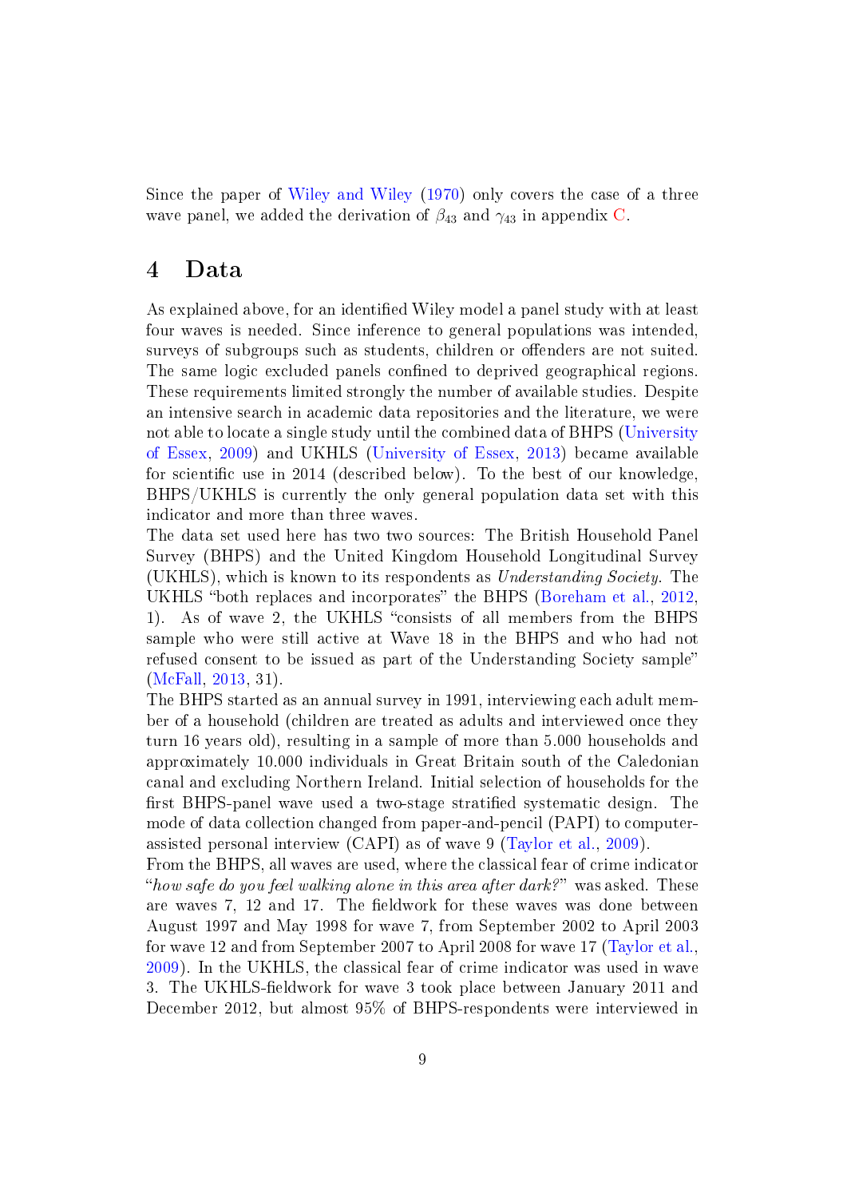Since the paper of Wiley and Wiley (1970) only covers the case of a three wave panel, we added the derivation of $\beta_{43}$ and $\gamma_{43}$ in appendix C.

# 4 Data

As explained above, for an identified Wiley model a panel study with at least four waves is needed. Since inference to general populations was intended, surveys of subgroups such as students, children or offenders are not suited. The same logic excluded panels confined to deprived geographical regions. These requirements limited strongly the number of available studies. Despite an intensive search in academic data repositories and the literature, we were not able to locate a single study until the combined data of BHPS (University of Essex, 2009) and UKHLS (University of Essex, 2013) became available for scientific use in 2014 (described below). To the best of our knowledge, BHPS/UKHLS is currently the only general population data set with this indicator and more than three waves.

The data set used here has two two sources: The British Household Panel Survey (BHPS) and the United Kingdom Household Longitudinal Survey (UKHLS), which is known to its respondents as *Understanding Society*. The UKHLS "both replaces and incorporates" the BHPS (Boreham et al., 2012, 1). As of wave 2, the UKHLS "consists of all members from the BHPS sample who were still active at Wave 18 in the BHPS and who had not refused consent to be issued as part of the Understanding Society sample" (McFall, 2013, 31).

The BHPS started as an annual survey in 1991, interviewing each adult member of a household (children are treated as adults and interviewed once they turn 16 years old), resulting in a sample of more than 5.000 households and approximately 10.000 individuals in Great Britain south of the Caledonian canal and excluding Northern Ireland. Initial selection of households for the first BHPS-panel wave used a two-stage stratified systematic design. The mode of data collection changed from paper-and-pencil (PAPI) to computer-assisted personal interview (CAPI) as of wave 9 (Taylor et al., 2009).

From the BHPS, all waves are used, where the classical fear of crime indicator "*how safe do you feel walking alone in this area after dark?*" was asked. These are waves 7, 12 and 17. The fieldwork for these waves was done between August 1997 and May 1998 for wave 7, from September 2002 to April 2003 for wave 12 and from September 2007 to April 2008 for wave 17 (Taylor et al., 2009). In the UKHLS, the classical fear of crime indicator was used in wave 3. The UKHLS-fieldwork for wave 3 took place between January 2011 and December 2012, but almost 95% of BHPS-respondents were interviewed in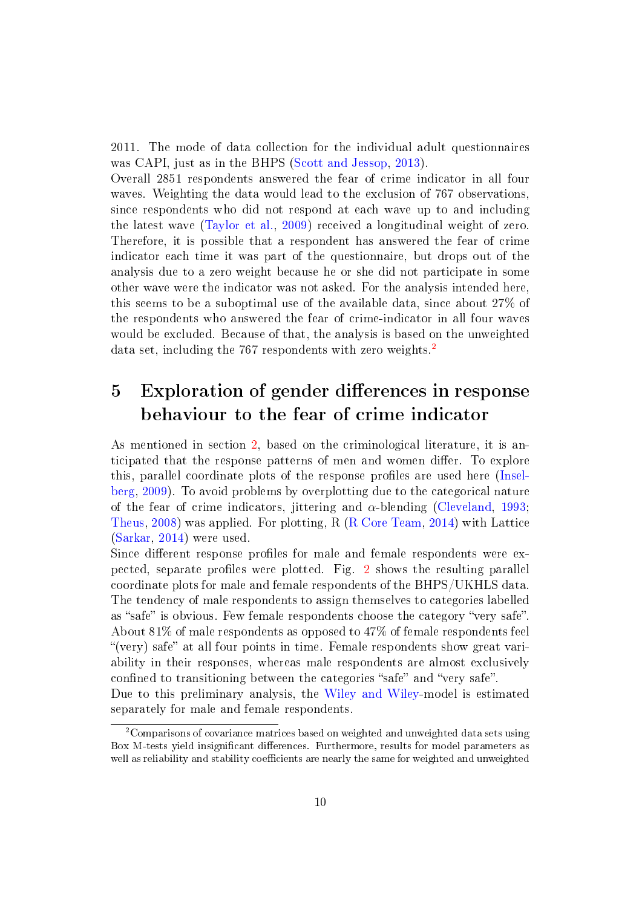2011. The mode of data collection for the individual adult questionnaires was CAPI, just as in the BHPS (Scott and Jessop, 2013).

Overall 2851 respondents answered the fear of crime indicator in all four waves. Weighting the data would lead to the exclusion of 767 observations, since respondents who did not respond at each wave up to and including the latest wave (Taylor et al., 2009) received a longitudinal weight of zero. Therefore, it is possible that a respondent has answered the fear of crime indicator each time it was part of the questionnaire, but drops out of the analysis due to a zero weight because he or she did not participate in some other wave were the indicator was not asked. For the analysis intended here, this seems to be a suboptimal use of the available data, since about 27% of the respondents who answered the fear of crime-indicator in all four waves would be excluded. Because of that, the analysis is based on the unweighted data set, including the 767 respondents with zero weights.[2]

# 5 Exploration of gender differences in response behaviour to the fear of crime indicator

As mentioned in section 2, based on the criminological literature, it is anticipated that the response patterns of men and women differ. To explore this, parallel coordinate plots of the response profiles are used here (Inselberg, 2009). To avoid problems by overplotting due to the categorical nature of the fear of crime indicators, jittering and $\alpha$-blending (Cleveland, 1993; Theus, 2008) was applied. For plotting, R (R Core Team, 2014) with Lattice (Sarkar, 2014) were used.

Since different response profiles for male and female respondents were expected, separate profiles were plotted. Fig. 2 shows the resulting parallel coordinate plots for male and female respondents of the BHPS/UKHLS data. The tendency of male respondents to assign themselves to categories labelled as "safe" is obvious. Few female respondents choose the category "very safe". About 81% of male respondents as opposed to 47% of female respondents feel "(very) safe" at all four points in time. Female respondents show great variability in their responses, whereas male respondents are almost exclusively confined to transitioning between the categories "safe" and "very safe".

Due to this preliminary analysis, the Wiley and Wiley-model is estimated separately for male and female respondents.

[2] Comparisons of covariance matrices based on weighted and unweighted data sets using Box M-tests yield insignificant differences. Furthermore, results for model parameters as well as reliability and stability coefficients are nearly the same for weighted and unweighted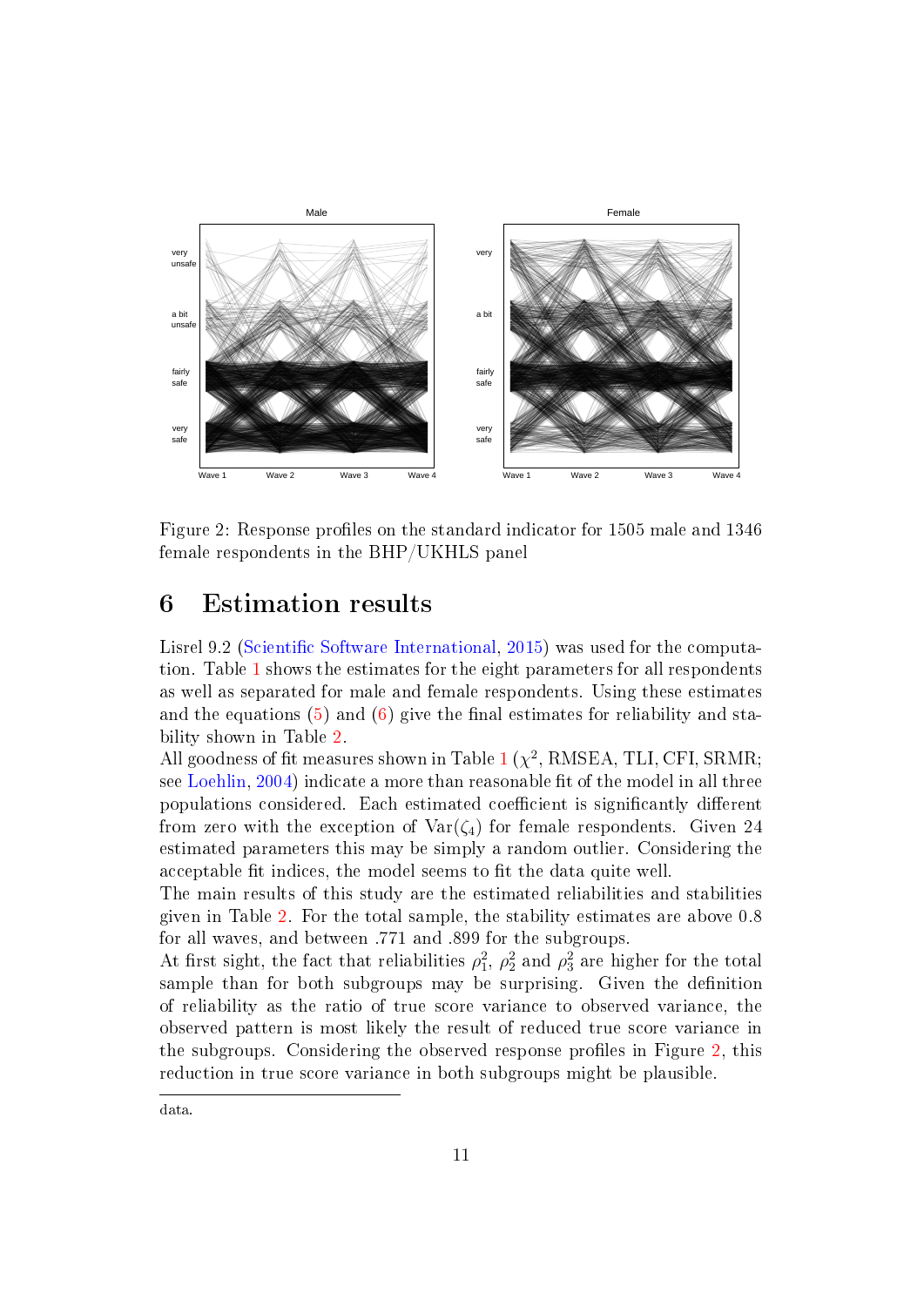Figure 2: Response profiles on the standard indicator for 1505 male and 1346 female respondents in the BHP/UKHLS panel

# 6 Estimation results

Lisrel 9.2 (Scientific Software International, 2015) was used for the computation. Table 1 shows the estimates for the eight parameters for all respondents as well as separated for male and female respondents. Using these estimates and the equations (5) and (6) give the final estimates for reliability and stability shown in Table 2.

All goodness of fit measures shown in Table 1 ($\chi^2$, RMSEA, TLI, CFI, SRMR; see Loehlin, 2004) indicate a more than reasonable fit of the model in all three populations considered. Each estimated coefficient is significantly different from zero with the exception of Var($\zeta_4$) for female respondents. Given 24 estimated parameters this may be simply a random outlier. Considering the acceptable fit indices, the model seems to fit the data quite well.

The main results of this study are the estimated reliabilities and stabilities given in Table 2. For the total sample, the stability estimates are above 0.8 for all waves, and between .771 and .899 for the subgroups.

At first sight, the fact that reliabilities $\rho_1^2$, $\rho_2^2$ and $\rho_3^2$ are higher for the total sample than for both subgroups may be surprising. Given the definition of reliability as the ratio of true score variance to observed variance, the observed pattern is most likely the result of reduced true score variance in the subgroups. Considering the observed response profiles in Figure 2, this reduction in true score variance in both subgroups might be plausible.

data.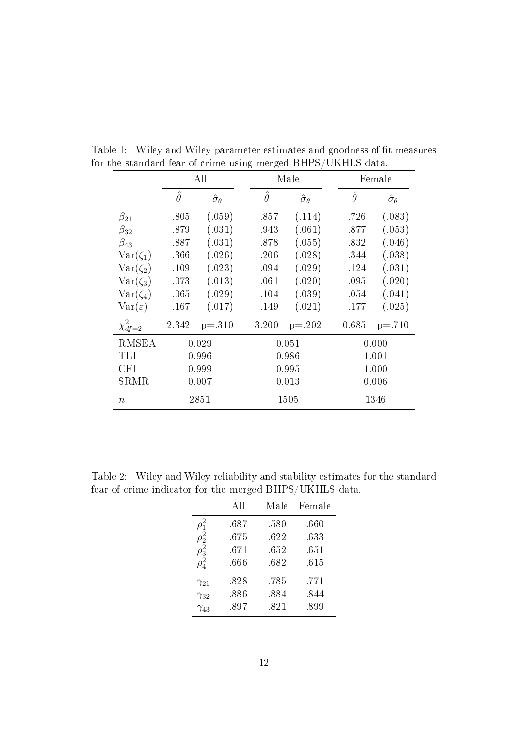Table 1: Wiley and Wiley parameter estimates and goodness of fit measures for the standard fear of crime using merged BHPS/UKHLS data.

| | All | | Male | | Female | |
|---|---|---|---|---|---|---|
| | $\hat{\theta}$ | $\hat{\sigma}_\theta$ | $\hat{\theta}$ | $\hat{\sigma}_\theta$ | $\hat{\theta}$ | $\hat{\sigma}_\theta$ |
| $\beta_{21}$ | .805 | (.059) | .857 | (.114) | .726 | (.083) |
| $\beta_{32}$ | .879 | (.031) | .943 | (.061) | .877 | (.053) |
| $\beta_{43}$ | .887 | (.031) | .878 | (.055) | .832 | (.046) |
| $\text{Var}(\zeta_1)$ | .366 | (.026) | .206 | (.028) | .344 | (.038) |
| $\text{Var}(\zeta_2)$ | .109 | (.023) | .094 | (.029) | .124 | (.031) |
| $\text{Var}(\zeta_3)$ | .073 | (.013) | .061 | (.020) | .095 | (.020) |
| $\text{Var}(\zeta_4)$ | .065 | (.029) | .104 | (.039) | .054 | (.041) |
| $\text{Var}(\varepsilon)$ | .167 | (.017) | .149 | (.021) | .177 | (.025) |
| $\chi^2_{df=2}$ | 2.342 | p=.310 | 3.200 | p=.202 | 0.685 | p=.710 |
| RMSEA | 0.029 | | 0.051 | | 0.000 | |
| TLI | 0.996 | | 0.986 | | 1.001 | |
| CFI | 0.999 | | 0.995 | | 1.000 | |
| SRMR | 0.007 | | 0.013 | | 0.006 | |
| $n$ | 2851 | | 1505 | | 1346 | |

Table 2: Wiley and Wiley reliability and stability estimates for the standard fear of crime indicator for the merged BHPS/UKHLS data.

| | All | Male | Female |
|---|---|---|---|
| $\rho_1^2$ | .687 | .580 | .660 |
| $\rho_2^2$ | .675 | .622 | .633 |
| $\rho_3^2$ | .671 | .652 | .651 |
| $\rho_4^2$ | .666 | .682 | .615 |
| $\gamma_{21}$ | .828 | .785 | .771 |
| $\gamma_{32}$ | .886 | .884 | .844 |
| $\gamma_{43}$ | .897 | .821 | .899 |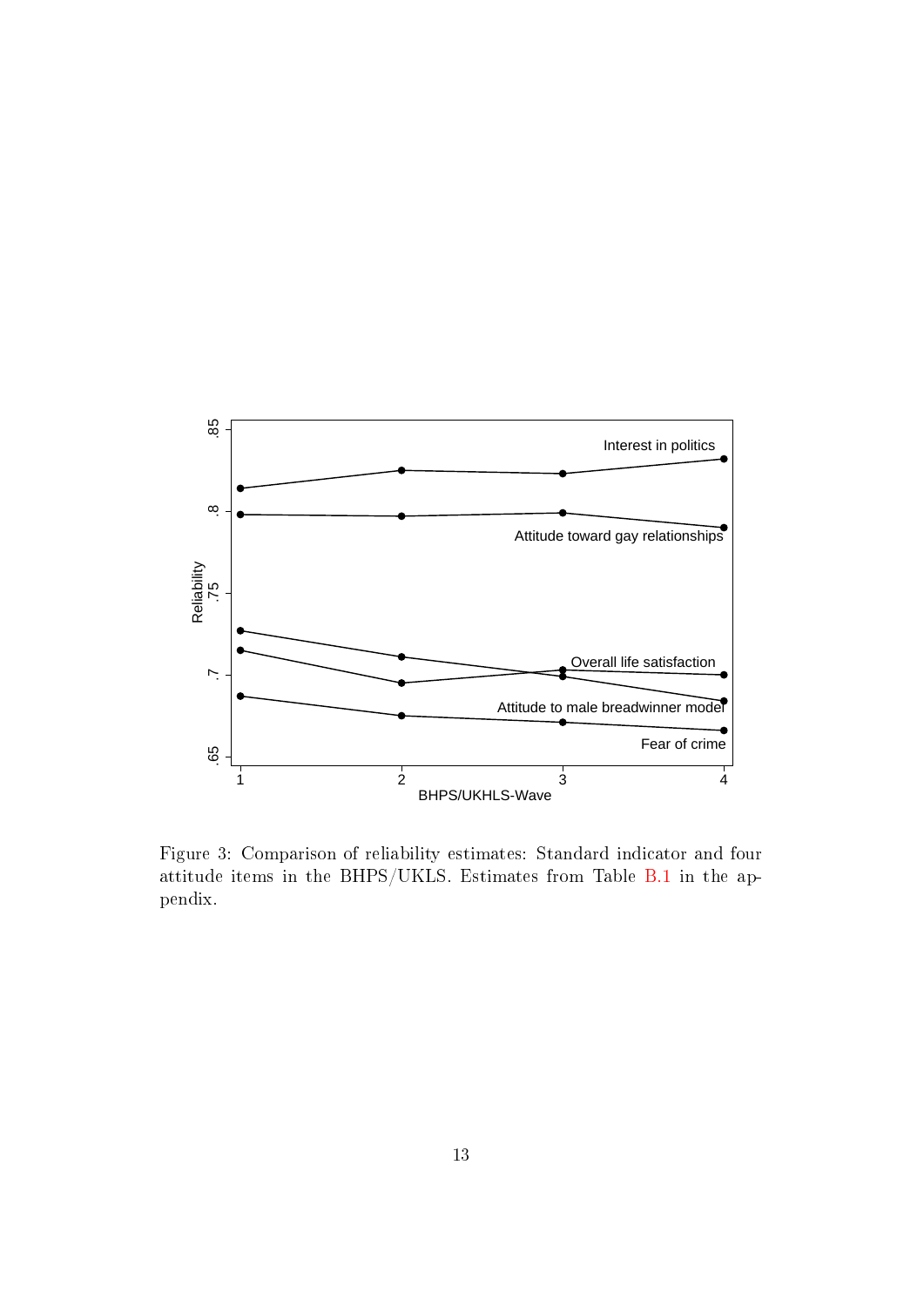Figure 3: Comparison of reliability estimates: Standard indicator and four attitude items in the BHPS/UKLS. Estimates from Table B.1 in the appendix.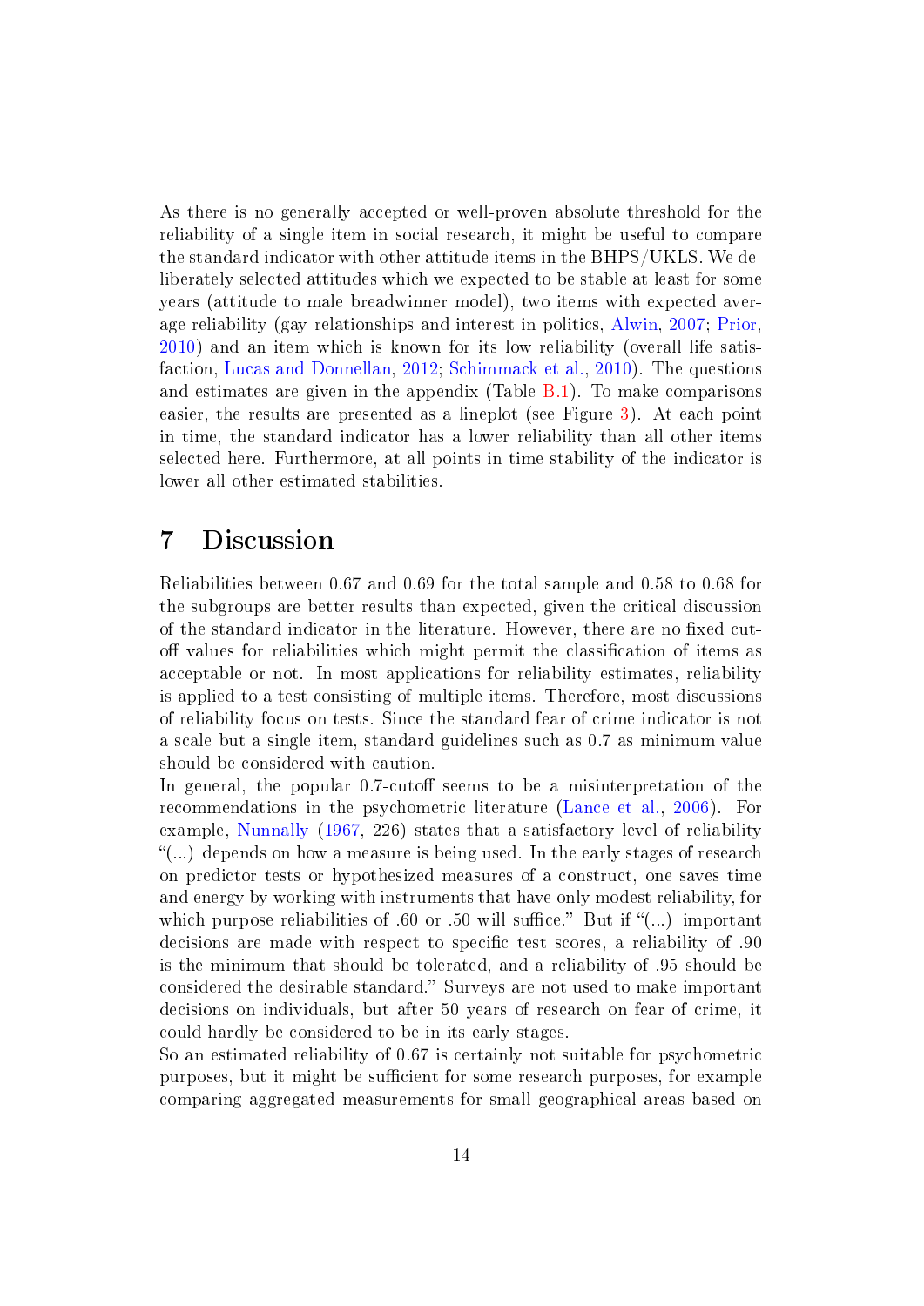As there is no generally accepted or well-proven absolute threshold for the reliability of a single item in social research, it might be useful to compare the standard indicator with other attitude items in the BHPS/UKLS. We deliberately selected attitudes which we expected to be stable at least for some years (attitude to male breadwinner model), two items with expected average reliability (gay relationships and interest in politics, Alwin, 2007; Prior, 2010) and an item which is known for its low reliability (overall life satisfaction, Lucas and Donnellan, 2012; Schimmack et al., 2010). The questions and estimates are given in the appendix (Table B.1). To make comparisons easier, the results are presented as a lineplot (see Figure 3). At each point in time, the standard indicator has a lower reliability than all other items selected here. Furthermore, at all points in time stability of the indicator is lower all other estimated stabilities.

# 7 Discussion

Reliabilities between 0.67 and 0.69 for the total sample and 0.58 to 0.68 for the subgroups are better results than expected, given the critical discussion of the standard indicator in the literature. However, there are no fixed cut-off values for reliabilities which might permit the classification of items as acceptable or not. In most applications for reliability estimates, reliability is applied to a test consisting of multiple items. Therefore, most discussions of reliability focus on tests. Since the standard fear of crime indicator is not a scale but a single item, standard guidelines such as 0.7 as minimum value should be considered with caution.

In general, the popular 0.7-cutoff seems to be a misinterpretation of the recommendations in the psychometric literature (Lance et al., 2006). For example, Nunnally (1967, 226) states that a satisfactory level of reliability "(...) depends on how a measure is being used. In the early stages of research on predictor tests or hypothesized measures of a construct, one saves time and energy by working with instruments that have only modest reliability, for which purpose reliabilities of .60 or .50 will suffice." But if "(...) important decisions are made with respect to specific test scores, a reliability of .90 is the minimum that should be tolerated, and a reliability of .95 should be considered the desirable standard." Surveys are not used to make important decisions on individuals, but after 50 years of research on fear of crime, it could hardly be considered to be in its early stages.

So an estimated reliability of 0.67 is certainly not suitable for psychometric purposes, but it might be sufficient for some research purposes, for example comparing aggregated measurements for small geographical areas based on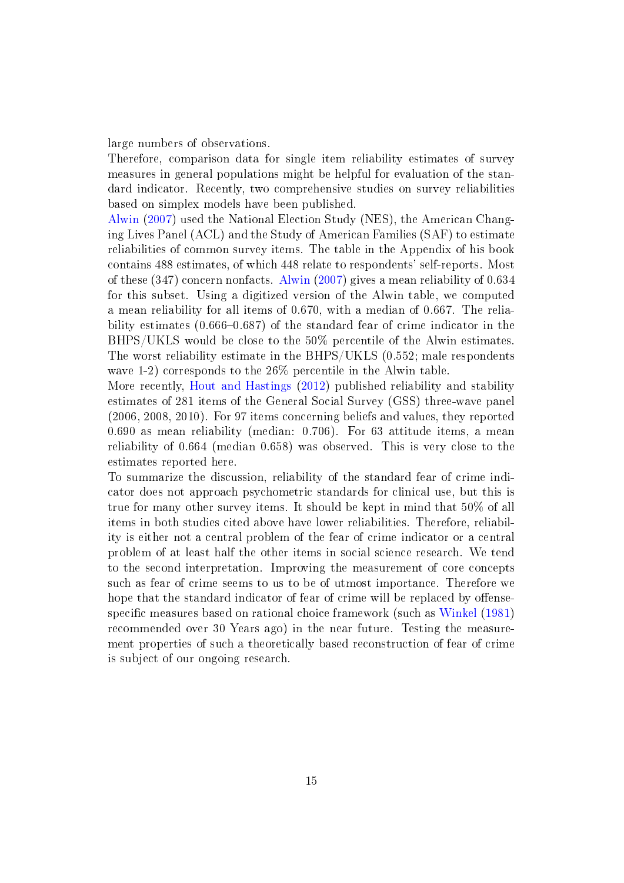large numbers of observations.

Therefore, comparison data for single item reliability estimates of survey measures in general populations might be helpful for evaluation of the standard indicator. Recently, two comprehensive studies on survey reliabilities based on simplex models have been published.

Alwin (2007) used the National Election Study (NES), the American Changing Lives Panel (ACL) and the Study of American Families (SAF) to estimate reliabilities of common survey items. The table in the Appendix of his book contains 488 estimates, of which 448 relate to respondents' self-reports. Most of these (347) concern nonfacts. Alwin (2007) gives a mean reliability of 0.634 for this subset. Using a digitized version of the Alwin table, we computed a mean reliability for all items of 0.670, with a median of 0.667. The reliability estimates (0.666–0.687) of the standard fear of crime indicator in the BHPS/UKLS would be close to the 50% percentile of the Alwin estimates. The worst reliability estimate in the BHPS/UKLS (0.552; male respondents wave 1-2) corresponds to the 26% percentile in the Alwin table.

More recently, Hout and Hastings (2012) published reliability and stability estimates of 281 items of the General Social Survey (GSS) three-wave panel (2006, 2008, 2010). For 97 items concerning beliefs and values, they reported 0.690 as mean reliability (median: 0.706). For 63 attitude items, a mean reliability of 0.664 (median 0.658) was observed. This is very close to the estimates reported here.

To summarize the discussion, reliability of the standard fear of crime indicator does not approach psychometric standards for clinical use, but this is true for many other survey items. It should be kept in mind that 50% of all items in both studies cited above have lower reliabilities. Therefore, reliability is either not a central problem of the fear of crime indicator or a central problem of at least half the other items in social science research. We tend to the second interpretation. Improving the measurement of core concepts such as fear of crime seems to us to be of utmost importance. Therefore we hope that the standard indicator of fear of crime will be replaced by offense-specific measures based on rational choice framework (such as Winkel (1981) recommended over 30 Years ago) in the near future. Testing the measurement properties of such a theoretically based reconstruction of fear of crime is subject of our ongoing research.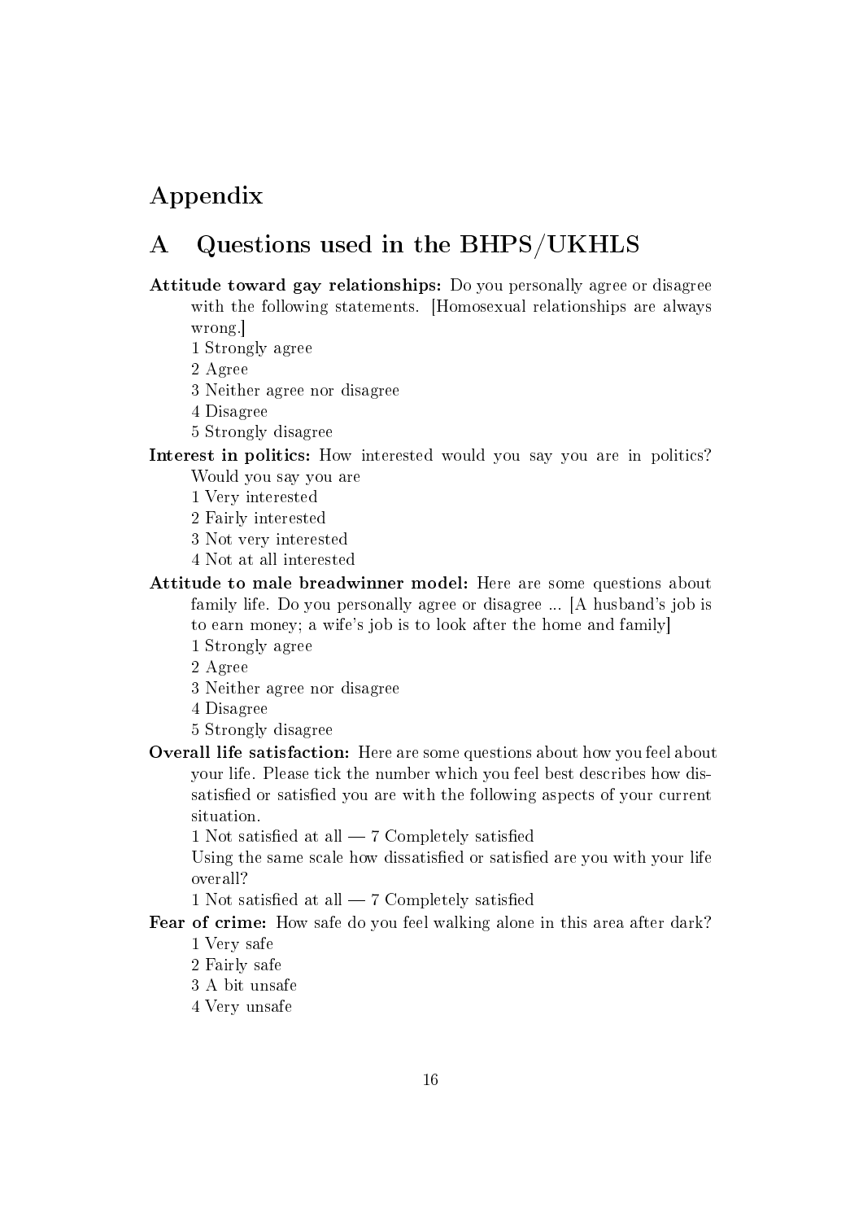# Appendix

## A Questions used in the BHPS/UKHLS

**Attitude toward gay relationships:** Do you personally agree or disagree with the following statements. [Homosexual relationships are always wrong.]

1 Strongly agree
2 Agree
3 Neither agree nor disagree
4 Disagree
5 Strongly disagree

**Interest in politics:** How interested would you say you are in politics? Would you say you are

1 Very interested
2 Fairly interested
3 Not very interested
4 Not at all interested

**Attitude to male breadwinner model:** Here are some questions about family life. Do you personally agree or disagree ... [A husband's job is to earn money; a wife's job is to look after the home and family]

1 Strongly agree
2 Agree
3 Neither agree nor disagree
4 Disagree
5 Strongly disagree

**Overall life satisfaction:** Here are some questions about how you feel about your life. Please tick the number which you feel best describes how dissatisfied or satisfied you are with the following aspects of your current situation.

1 Not satisfied at all — 7 Completely satisfied

Using the same scale how dissatisfied or satisfied are you with your life overall?

1 Not satisfied at all — 7 Completely satisfied

**Fear of crime:** How safe do you feel walking alone in this area after dark?

1 Very safe
2 Fairly safe
3 A bit unsafe
4 Very unsafe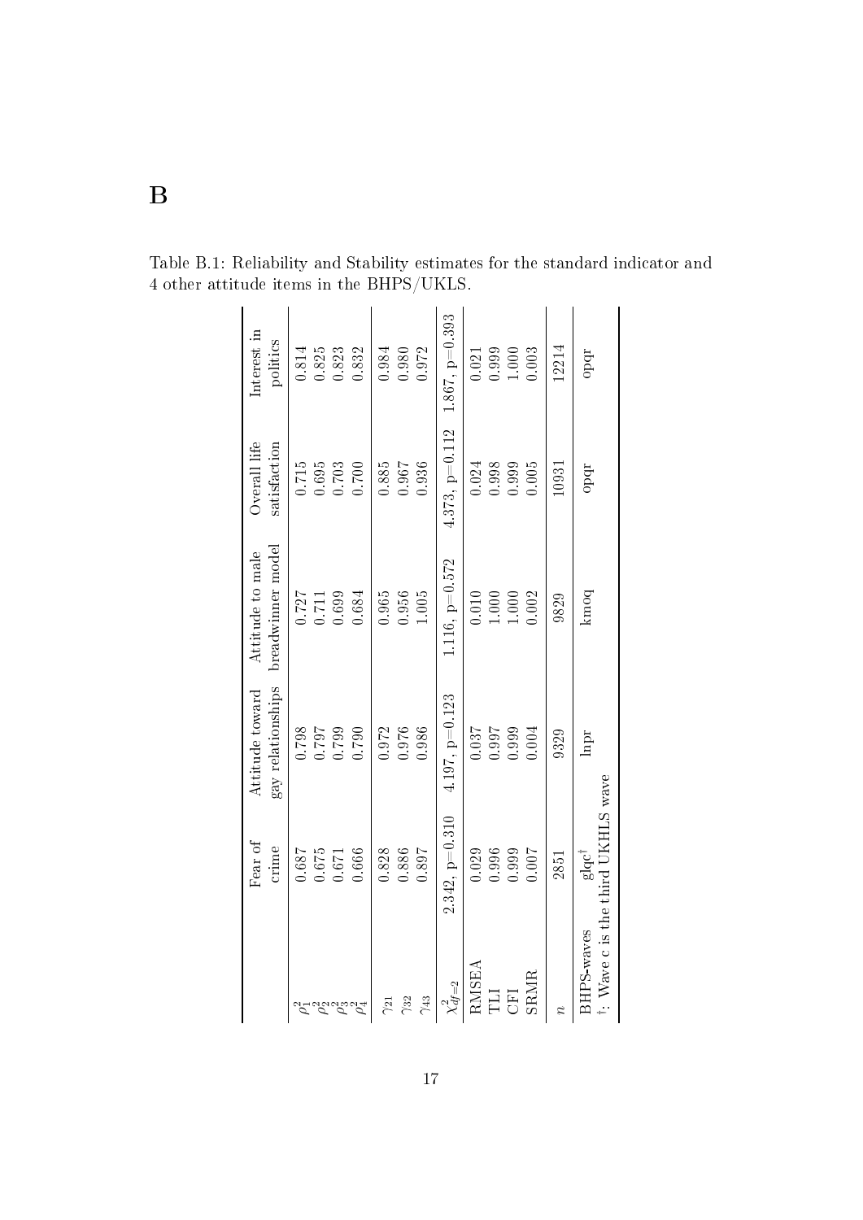# B

Table B.1: Reliability and Stability estimates for the standard indicator and 4 other attitude items in the BHPS/UKLS.

| | Fear of crime | Attitude toward gay relationships | Attitude to male breadwinner model | Overall life satisfaction | Interest in politics |
|---|---|---|---|---|---|
| $\rho_1^2$ | 0.687 | 0.798 | 0.727 | 0.715 | 0.814 |
| $\rho_2^2$ | 0.675 | 0.797 | 0.711 | 0.695 | 0.825 |
| $\rho_3^2$ | 0.671 | 0.799 | 0.699 | 0.703 | 0.823 |
| $\rho_4^2$ | 0.666 | 0.790 | 0.684 | 0.700 | 0.832 |
| $\gamma_{21}$ | 0.828 | 0.972 | 0.965 | 0.885 | 0.984 |
| $\gamma_{32}$ | 0.886 | 0.976 | 0.956 | 0.967 | 0.980 |
| $\gamma_{43}$ | 0.897 | 0.986 | 1.005 | 0.936 | 0.972 |
| $\chi^2_{df=2}$ | 2.342, p=0.310 | 4.197, p=0.123 | 1.116, p=0.572 | 4.373, p=0.112 | 1.867, p=0.393 |
| RMSEA | 0.029 | 0.037 | 0.010 | 0.024 | 0.021 |
| TLI | 0.996 | 0.997 | 1.000 | 0.998 | 0.999 |
| CFI | 0.999 | 0.999 | 1.000 | 0.999 | 1.000 |
| SRMR | 0.007 | 0.004 | 0.002 | 0.005 | 0.003 |
| $n$ | 2851 | 9329 | 9829 | 10931 | 12214 |
| BHPS-waves | glqc† | lnpr | kmoq | opqr | opqr |

†: Wave c is the third UKHLS wave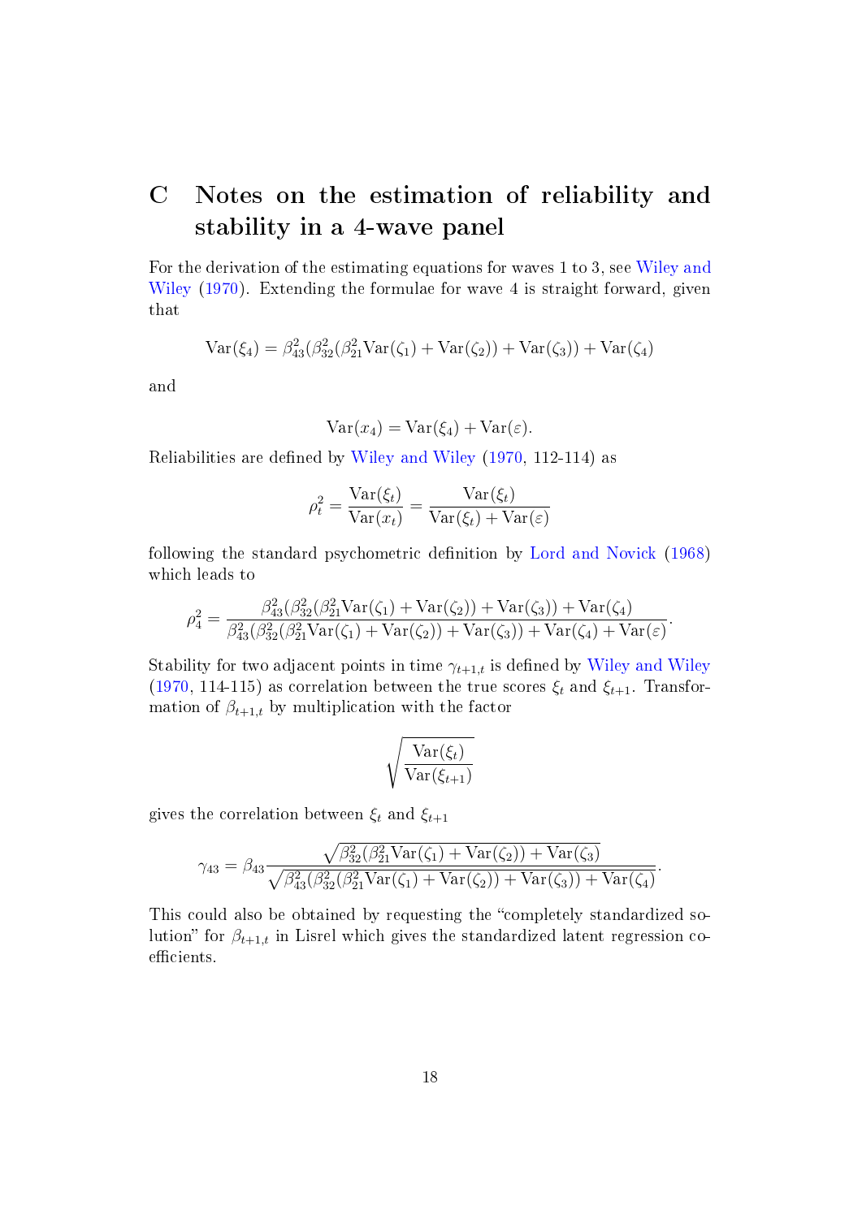# C Notes on the estimation of reliability and stability in a 4-wave panel

For the derivation of the estimating equations for waves 1 to 3, see Wiley and Wiley (1970). Extending the formulae for wave 4 is straight forward, given that

$$\mathrm{Var}(\xi_4) = \beta_{43}^2(\beta_{32}^2(\beta_{21}^2\mathrm{Var}(\zeta_1) + \mathrm{Var}(\zeta_2)) + \mathrm{Var}(\zeta_3)) + \mathrm{Var}(\zeta_4)$$

and

$$\mathrm{Var}(x_4) = \mathrm{Var}(\xi_4) + \mathrm{Var}(\varepsilon).$$

Reliabilities are defined by Wiley and Wiley (1970, 112-114) as

$$\rho_t^2 = \frac{\mathrm{Var}(\xi_t)}{\mathrm{Var}(x_t)} = \frac{\mathrm{Var}(\xi_t)}{\mathrm{Var}(\xi_t) + \mathrm{Var}(\varepsilon)}$$

following the standard psychometric definition by Lord and Novick (1968) which leads to

$$\rho_4^2 = \frac{\beta_{43}^2(\beta_{32}^2(\beta_{21}^2\mathrm{Var}(\zeta_1) + \mathrm{Var}(\zeta_2)) + \mathrm{Var}(\zeta_3)) + \mathrm{Var}(\zeta_4)}{\beta_{43}^2(\beta_{32}^2(\beta_{21}^2\mathrm{Var}(\zeta_1) + \mathrm{Var}(\zeta_2)) + \mathrm{Var}(\zeta_3)) + \mathrm{Var}(\zeta_4) + \mathrm{Var}(\varepsilon)}.$$

Stability for two adjacent points in time $\gamma_{t+1,t}$ is defined by Wiley and Wiley (1970, 114-115) as correlation between the true scores $\xi_t$ and $\xi_{t+1}$. Transformation of $\beta_{t+1,t}$ by multiplication with the factor

$$\sqrt{\frac{\mathrm{Var}(\xi_t)}{\mathrm{Var}(\xi_{t+1})}}$$

gives the correlation between $\xi_t$ and $\xi_{t+1}$

$$\gamma_{43} = \beta_{43}\frac{\sqrt{\beta_{32}^2(\beta_{21}^2\mathrm{Var}(\zeta_1) + \mathrm{Var}(\zeta_2)) + \mathrm{Var}(\zeta_3)}}{\sqrt{\beta_{43}^2(\beta_{32}^2(\beta_{21}^2\mathrm{Var}(\zeta_1) + \mathrm{Var}(\zeta_2)) + \mathrm{Var}(\zeta_3)) + \mathrm{Var}(\zeta_4)}}.$$

This could also be obtained by requesting the "completely standardized solution" for $\beta_{t+1,t}$ in Lisrel which gives the standardized latent regression coefficients.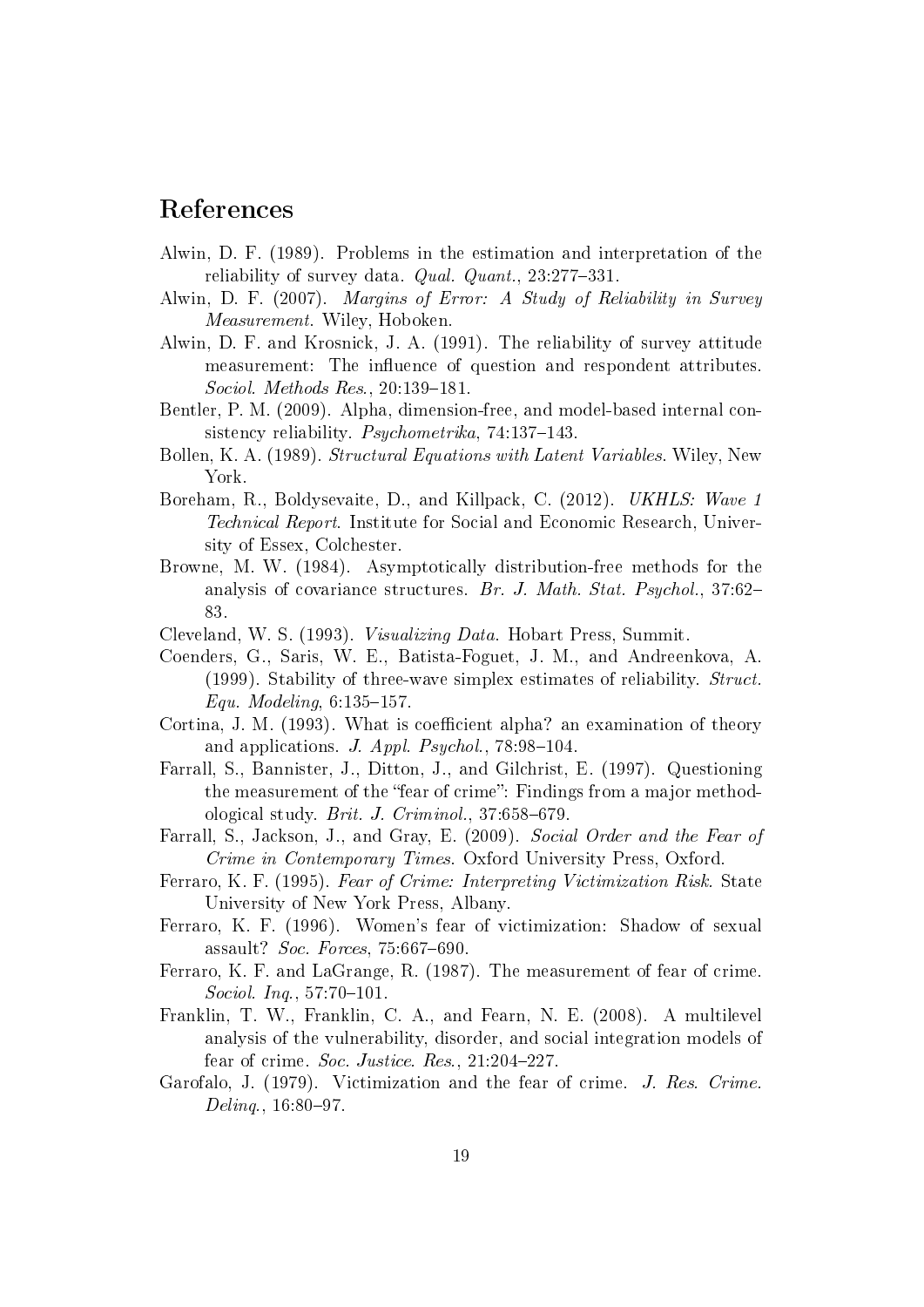# References

Alwin, D. F. (1989). Problems in the estimation and interpretation of the reliability of survey data. *Qual. Quant.*, 23:277–331.

Alwin, D. F. (2007). *Margins of Error: A Study of Reliability in Survey Measurement*. Wiley, Hoboken.

Alwin, D. F. and Krosnick, J. A. (1991). The reliability of survey attitude measurement: The influence of question and respondent attributes. *Sociol. Methods Res.*, 20:139–181.

Bentler, P. M. (2009). Alpha, dimension-free, and model-based internal consistency reliability. *Psychometrika*, 74:137–143.

Bollen, K. A. (1989). *Structural Equations with Latent Variables*. Wiley, New York.

Boreham, R., Boldysevaite, D., and Killpack, C. (2012). *UKHLS: Wave 1 Technical Report*. Institute for Social and Economic Research, University of Essex, Colchester.

Browne, M. W. (1984). Asymptotically distribution-free methods for the analysis of covariance structures. *Br. J. Math. Stat. Psychol.*, 37:62–83.

Cleveland, W. S. (1993). *Visualizing Data*. Hobart Press, Summit.

Coenders, G., Saris, W. E., Batista-Foguet, J. M., and Andreenkova, A. (1999). Stability of three-wave simplex estimates of reliability. *Struct. Equ. Modeling*, 6:135–157.

Cortina, J. M. (1993). What is coefficient alpha? an examination of theory and applications. *J. Appl. Psychol.*, 78:98–104.

Farrall, S., Bannister, J., Ditton, J., and Gilchrist, E. (1997). Questioning the measurement of the "fear of crime": Findings from a major methodological study. *Brit. J. Criminol.*, 37:658–679.

Farrall, S., Jackson, J., and Gray, E. (2009). *Social Order and the Fear of Crime in Contemporary Times*. Oxford University Press, Oxford.

Ferraro, K. F. (1995). *Fear of Crime: Interpreting Victimization Risk*. State University of New York Press, Albany.

Ferraro, K. F. (1996). Women's fear of victimization: Shadow of sexual assault? *Soc. Forces*, 75:667–690.

Ferraro, K. F. and LaGrange, R. (1987). The measurement of fear of crime. *Sociol. Inq.*, 57:70–101.

Franklin, T. W., Franklin, C. A., and Fearn, N. E. (2008). A multilevel analysis of the vulnerability, disorder, and social integration models of fear of crime. *Soc. Justice. Res.*, 21:204–227.

Garofalo, J. (1979). Victimization and the fear of crime. *J. Res. Crime. Delinq.*, 16:80–97.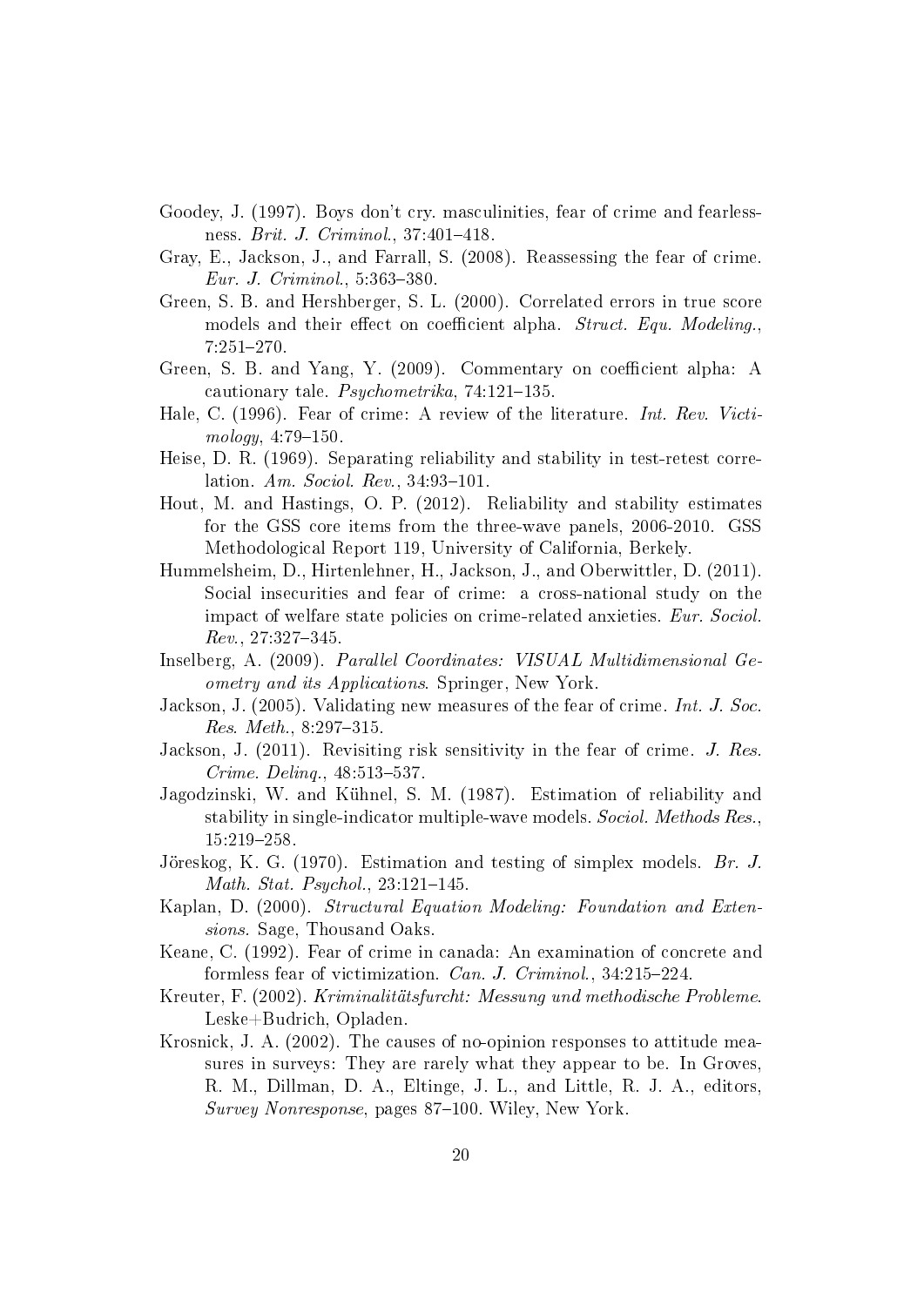Goodey, J. (1997). Boys don't cry. masculinities, fear of crime and fearlessness. *Brit. J. Criminol.*, 37:401–418.

Gray, E., Jackson, J., and Farrall, S. (2008). Reassessing the fear of crime. *Eur. J. Criminol.*, 5:363–380.

Green, S. B. and Hershberger, S. L. (2000). Correlated errors in true score models and their effect on coefficient alpha. *Struct. Equ. Modeling.*, 7:251–270.

Green, S. B. and Yang, Y. (2009). Commentary on coefficient alpha: A cautionary tale. *Psychometrika*, 74:121–135.

Hale, C. (1996). Fear of crime: A review of the literature. *Int. Rev. Victimology*, 4:79–150.

Heise, D. R. (1969). Separating reliability and stability in test-retest correlation. *Am. Sociol. Rev.*, 34:93–101.

Hout, M. and Hastings, O. P. (2012). Reliability and stability estimates for the GSS core items from the three-wave panels, 2006-2010. GSS Methodological Report 119, University of California, Berkely.

Hummelsheim, D., Hirtenlehner, H., Jackson, J., and Oberwittler, D. (2011). Social insecurities and fear of crime: a cross-national study on the impact of welfare state policies on crime-related anxieties. *Eur. Sociol. Rev.*, 27:327–345.

Inselberg, A. (2009). *Parallel Coordinates: VISUAL Multidimensional Geometry and its Applications*. Springer, New York.

Jackson, J. (2005). Validating new measures of the fear of crime. *Int. J. Soc. Res. Meth.*, 8:297–315.

Jackson, J. (2011). Revisiting risk sensitivity in the fear of crime. *J. Res. Crime. Delinq.*, 48:513–537.

Jagodzinski, W. and Kühnel, S. M. (1987). Estimation of reliability and stability in single-indicator multiple-wave models. *Sociol. Methods Res.*, 15:219–258.

Jöreskog, K. G. (1970). Estimation and testing of simplex models. *Br. J. Math. Stat. Psychol.*, 23:121–145.

Kaplan, D. (2000). *Structural Equation Modeling: Foundation and Extensions*. Sage, Thousand Oaks.

Keane, C. (1992). Fear of crime in canada: An examination of concrete and formless fear of victimization. *Can. J. Criminol.*, 34:215–224.

Kreuter, F. (2002). *Kriminalitätsfurcht: Messung und methodische Probleme*. Leske+Budrich, Opladen.

Krosnick, J. A. (2002). The causes of no-opinion responses to attitude measures in surveys: They are rarely what they appear to be. In Groves, R. M., Dillman, D. A., Eltinge, J. L., and Little, R. J. A., editors, *Survey Nonresponse*, pages 87–100. Wiley, New York.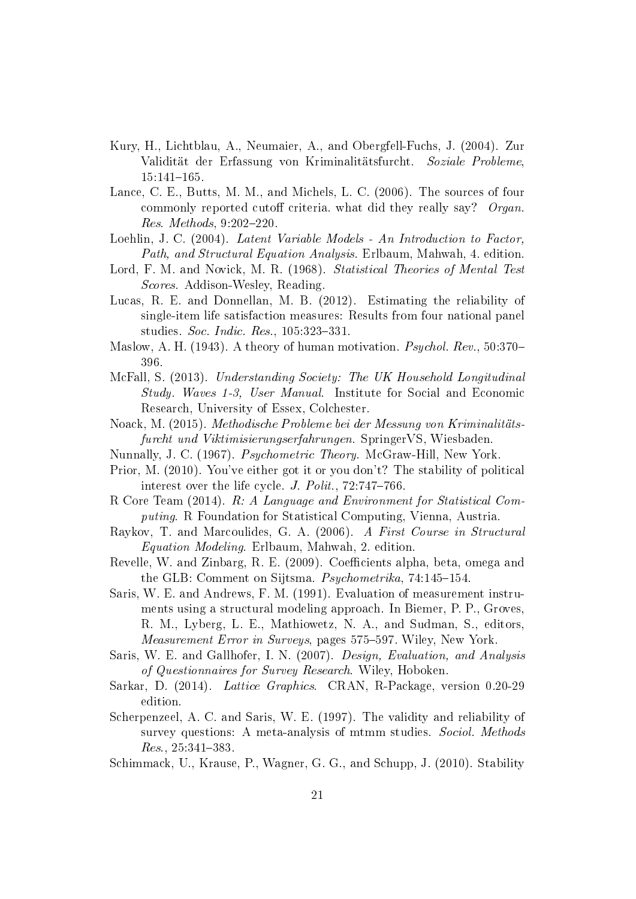Kury, H., Lichtblau, A., Neumaier, A., and Obergfell-Fuchs, J. (2004). Zur Validität der Erfassung von Kriminalitätsfurcht. *Soziale Probleme*, 15:141–165.

Lance, C. E., Butts, M. M., and Michels, L. C. (2006). The sources of four commonly reported cutoff criteria. what did they really say? *Organ. Res. Methods*, 9:202–220.

Loehlin, J. C. (2004). *Latent Variable Models - An Introduction to Factor, Path, and Structural Equation Analysis*. Erlbaum, Mahwah, 4. edition.

Lord, F. M. and Novick, M. R. (1968). *Statistical Theories of Mental Test Scores*. Addison-Wesley, Reading.

Lucas, R. E. and Donnellan, M. B. (2012). Estimating the reliability of single-item life satisfaction measures: Results from four national panel studies. *Soc. Indic. Res.*, 105:323–331.

Maslow, A. H. (1943). A theory of human motivation. *Psychol. Rev.*, 50:370–396.

McFall, S. (2013). *Understanding Society: The UK Household Longitudinal Study. Waves 1-3, User Manual*. Institute for Social and Economic Research, University of Essex, Colchester.

Noack, M. (2015). *Methodische Probleme bei der Messung von Kriminalitätsfurcht und Viktimisierungserfahrungen*. SpringerVS, Wiesbaden.

Nunnally, J. C. (1967). *Psychometric Theory*. McGraw-Hill, New York.

Prior, M. (2010). You've either got it or you don't? The stability of political interest over the life cycle. *J. Polit.*, 72:747–766.

R Core Team (2014). *R: A Language and Environment for Statistical Computing*. R Foundation for Statistical Computing, Vienna, Austria.

Raykov, T. and Marcoulides, G. A. (2006). *A First Course in Structural Equation Modeling*. Erlbaum, Mahwah, 2. edition.

Revelle, W. and Zinbarg, R. E. (2009). Coefficients alpha, beta, omega and the GLB: Comment on Sijtsma. *Psychometrika*, 74:145–154.

Saris, W. E. and Andrews, F. M. (1991). Evaluation of measurement instruments using a structural modeling approach. In Biemer, P. P., Groves, R. M., Lyberg, L. E., Mathiowetz, N. A., and Sudman, S., editors, *Measurement Error in Surveys*, pages 575–597. Wiley, New York.

Saris, W. E. and Gallhofer, I. N. (2007). *Design, Evaluation, and Analysis of Questionnaires for Survey Research*. Wiley, Hoboken.

Sarkar, D. (2014). *Lattice Graphics*. CRAN, R-Package, version 0.20-29 edition.

Scherpenzeel, A. C. and Saris, W. E. (1997). The validity and reliability of survey questions: A meta-analysis of mtmm studies. *Sociol. Methods Res.*, 25:341–383.

Schimmack, U., Krause, P., Wagner, G. G., and Schupp, J. (2010). Stability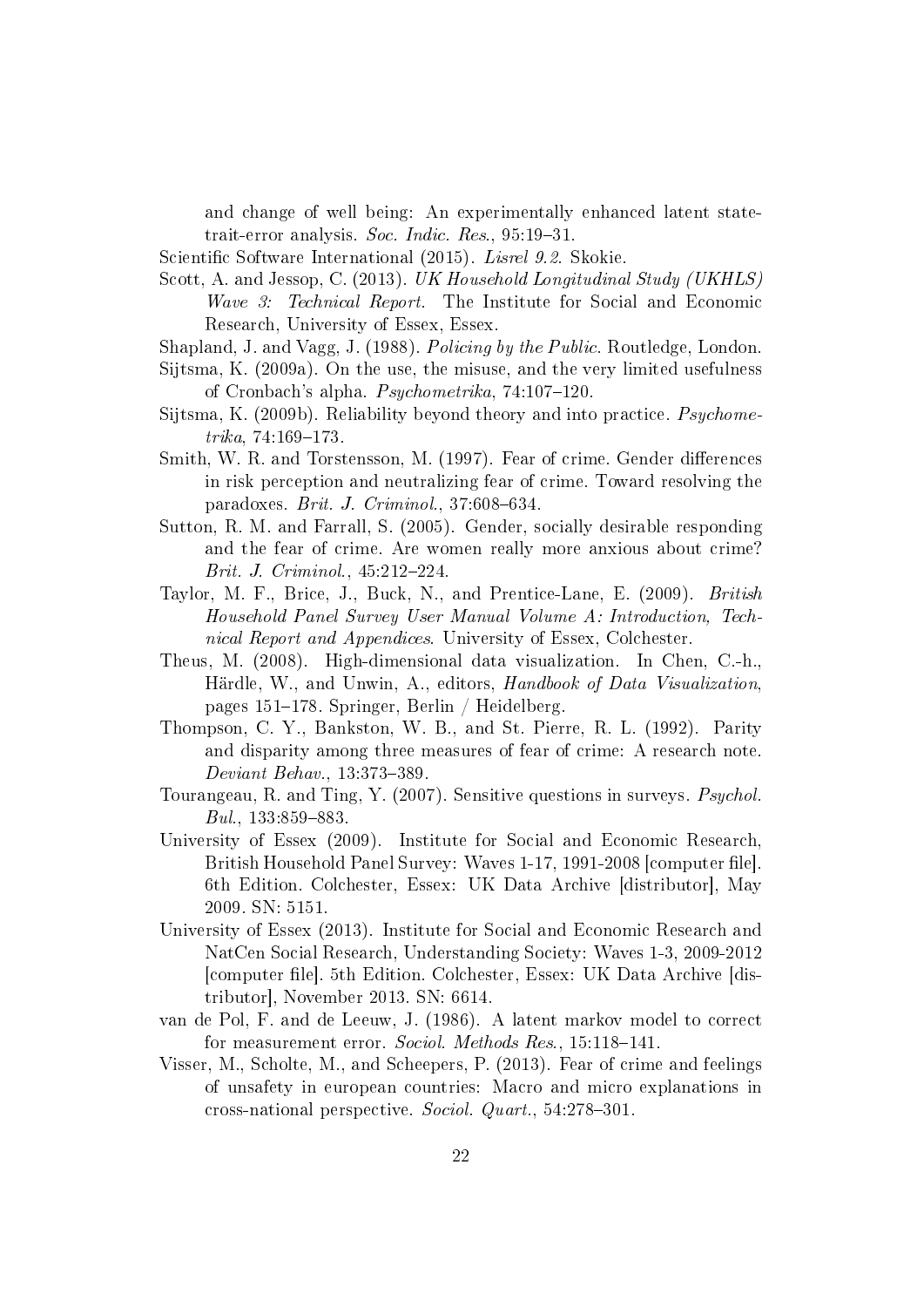and change of well being: An experimentally enhanced latent state-trait-error analysis. *Soc. Indic. Res.*, 95:19–31.

Scientific Software International (2015). *Lisrel 9.2*. Skokie.

Scott, A. and Jessop, C. (2013). *UK Household Longitudinal Study (UKHLS) Wave 3: Technical Report*. The Institute for Social and Economic Research, University of Essex, Essex.

Shapland, J. and Vagg, J. (1988). *Policing by the Public*. Routledge, London.

Sijtsma, K. (2009a). On the use, the misuse, and the very limited usefulness of Cronbach's alpha. *Psychometrika*, 74:107–120.

Sijtsma, K. (2009b). Reliability beyond theory and into practice. *Psychometrika*, 74:169–173.

Smith, W. R. and Torstensson, M. (1997). Fear of crime. Gender differences in risk perception and neutralizing fear of crime. Toward resolving the paradoxes. *Brit. J. Criminol.*, 37:608–634.

Sutton, R. M. and Farrall, S. (2005). Gender, socially desirable responding and the fear of crime. Are women really more anxious about crime? *Brit. J. Criminol.*, 45:212–224.

Taylor, M. F., Brice, J., Buck, N., and Prentice-Lane, E. (2009). *British Household Panel Survey User Manual Volume A: Introduction, Technical Report and Appendices*. University of Essex, Colchester.

Theus, M. (2008). High-dimensional data visualization. In Chen, C.-h., Härdle, W., and Unwin, A., editors, *Handbook of Data Visualization*, pages 151–178. Springer, Berlin / Heidelberg.

Thompson, C. Y., Bankston, W. B., and St. Pierre, R. L. (1992). Parity and disparity among three measures of fear of crime: A research note. *Deviant Behav.*, 13:373–389.

Tourangeau, R. and Ting, Y. (2007). Sensitive questions in surveys. *Psychol. Bul.*, 133:859–883.

University of Essex (2009). Institute for Social and Economic Research, British Household Panel Survey: Waves 1-17, 1991-2008 [computer file]. 6th Edition. Colchester, Essex: UK Data Archive [distributor], May 2009. SN: 5151.

University of Essex (2013). Institute for Social and Economic Research and NatCen Social Research, Understanding Society: Waves 1-3, 2009-2012 [computer file]. 5th Edition. Colchester, Essex: UK Data Archive [distributor], November 2013. SN: 6614.

van de Pol, F. and de Leeuw, J. (1986). A latent markov model to correct for measurement error. *Sociol. Methods Res.*, 15:118–141.

Visser, M., Scholte, M., and Scheepers, P. (2013). Fear of crime and feelings of unsafety in european countries: Macro and micro explanations in cross-national perspective. *Sociol. Quart.*, 54:278–301.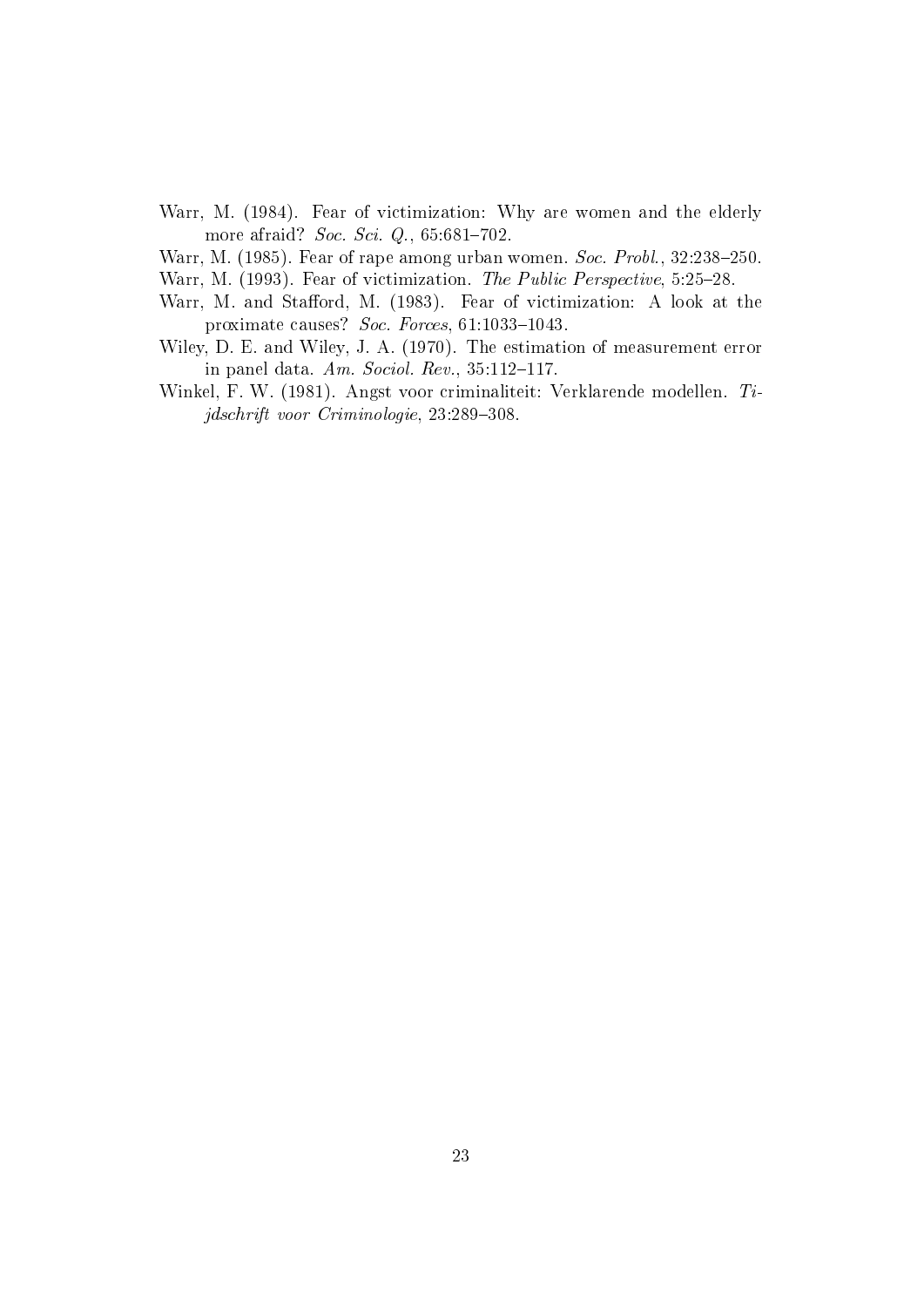Warr, M. (1984). Fear of victimization: Why are women and the elderly more afraid? *Soc. Sci. Q.*, 65:681–702.

Warr, M. (1985). Fear of rape among urban women. *Soc. Probl.*, 32:238–250.

Warr, M. (1993). Fear of victimization. *The Public Perspective*, 5:25–28.

Warr, M. and Stafford, M. (1983). Fear of victimization: A look at the proximate causes? *Soc. Forces*, 61:1033–1043.

Wiley, D. E. and Wiley, J. A. (1970). The estimation of measurement error in panel data. *Am. Sociol. Rev.*, 35:112–117.

Winkel, F. W. (1981). Angst voor criminaliteit: Verklarende modellen. *Tijdschrift voor Criminologie*, 23:289–308.